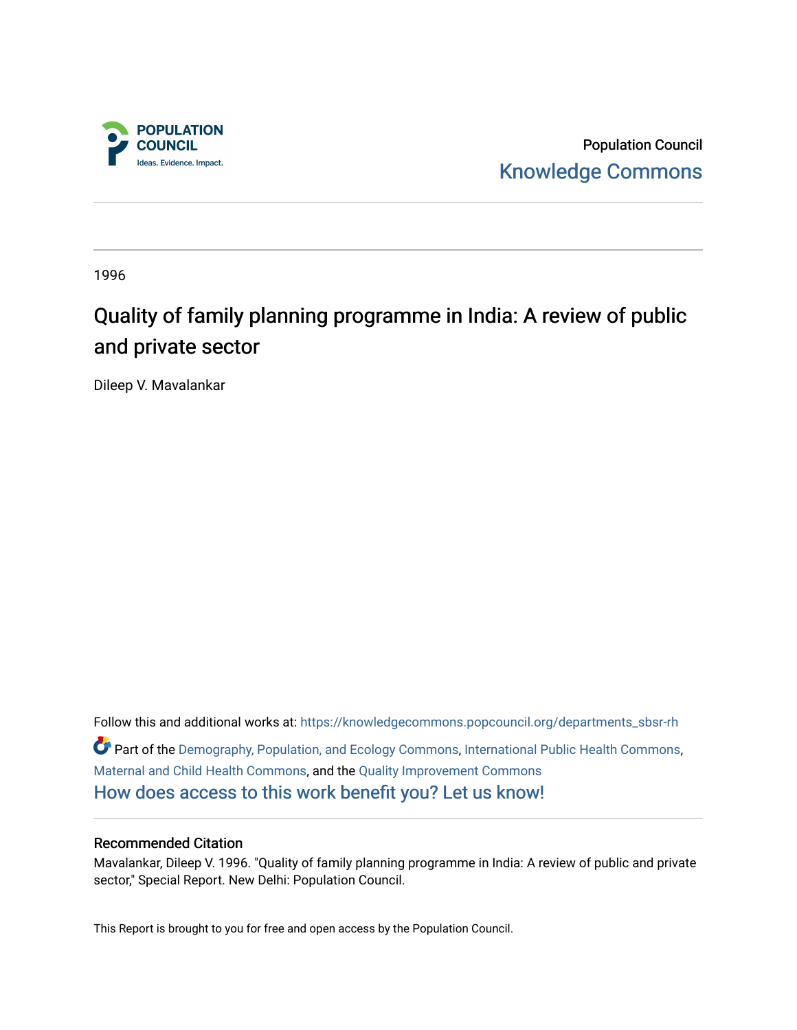POPULATION COUNCIL
Ideas. Evidence. Impact.

Population Council
Knowledge Commons

1996

# Quality of family planning programme in India: A review of public and private sector

Dileep V. Mavalankar

Follow this and additional works at: https://knowledgecommons.popcouncil.org/departments_sbsr-rh

Part of the Demography, Population, and Ecology Commons, International Public Health Commons, Maternal and Child Health Commons, and the Quality Improvement Commons

How does access to this work benefit you? Let us know!

### Recommended Citation

Mavalankar, Dileep V. 1996. "Quality of family planning programme in India: A review of public and private sector," Special Report. New Delhi: Population Council.

This Report is brought to you for free and open access by the Population Council.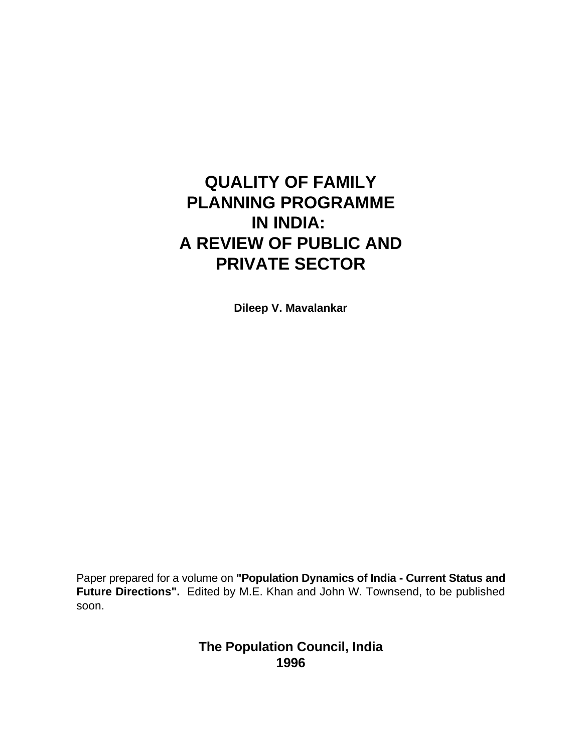# QUALITY OF FAMILY PLANNING PROGRAMME IN INDIA: A REVIEW OF PUBLIC AND PRIVATE SECTOR

**Dileep V. Mavalankar**

Paper prepared for a volume on **"Population Dynamics of India - Current Status and Future Directions".** Edited by M.E. Khan and John W. Townsend, to be published soon.

**The Population Council, India**
**1996**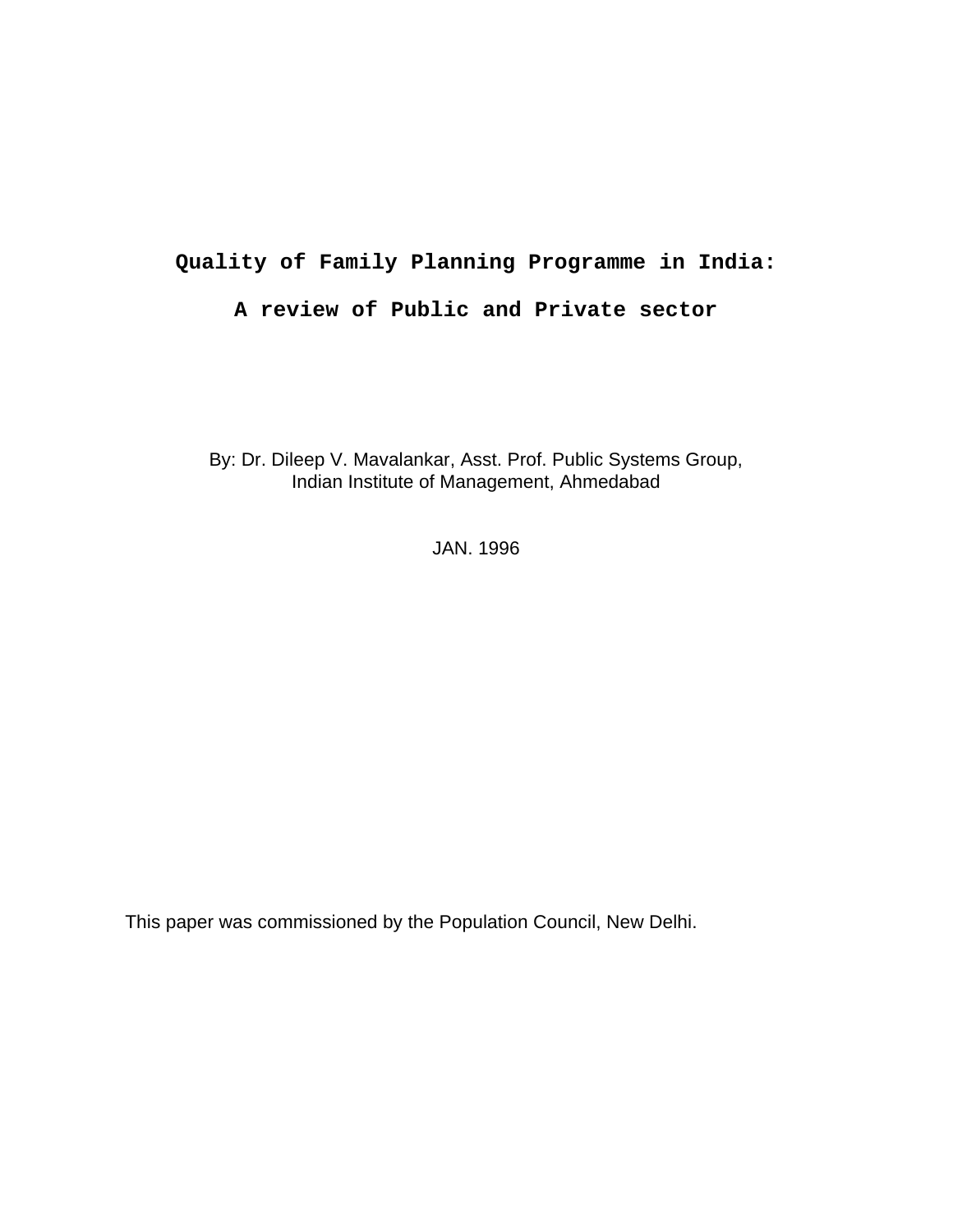# Quality of Family Planning Programme in India:

# A review of Public and Private sector

By: Dr. Dileep V. Mavalankar, Asst. Prof. Public Systems Group,
Indian Institute of Management, Ahmedabad

JAN. 1996

This paper was commissioned by the Population Council, New Delhi.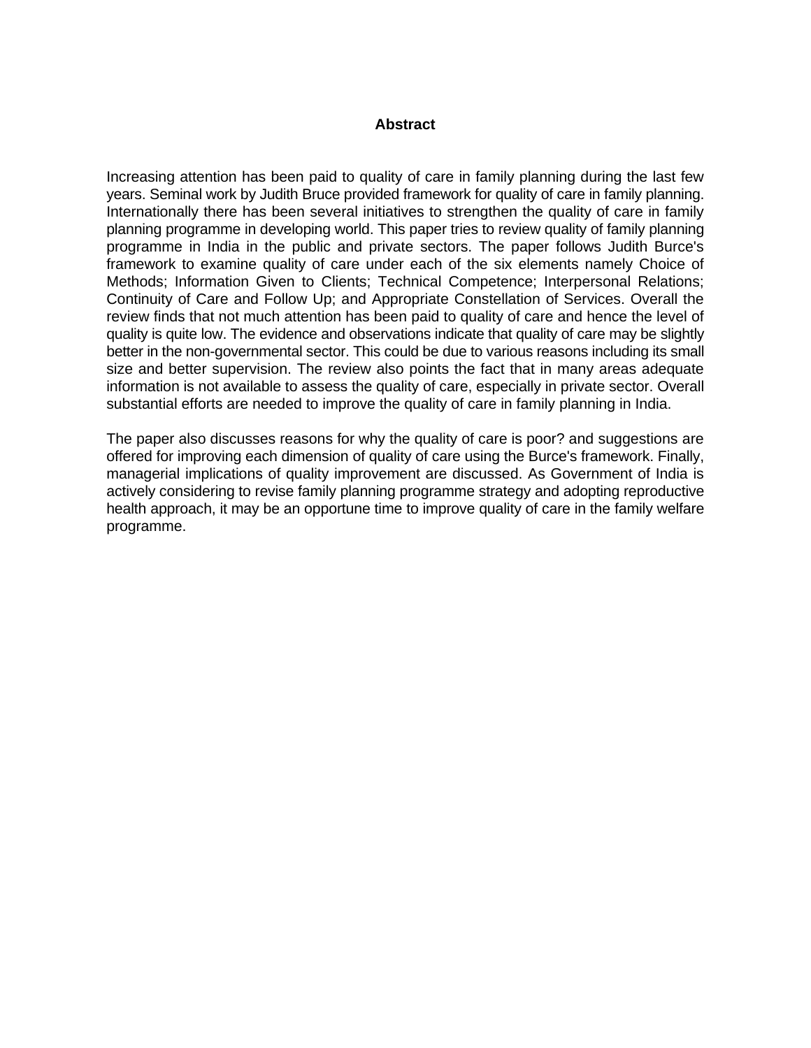## Abstract

Increasing attention has been paid to quality of care in family planning during the last few years. Seminal work by Judith Bruce provided framework for quality of care in family planning. Internationally there has been several initiatives to strengthen the quality of care in family planning programme in developing world. This paper tries to review quality of family planning programme in India in the public and private sectors. The paper follows Judith Burce's framework to examine quality of care under each of the six elements namely Choice of Methods; Information Given to Clients; Technical Competence; Interpersonal Relations; Continuity of Care and Follow Up; and Appropriate Constellation of Services. Overall the review finds that not much attention has been paid to quality of care and hence the level of quality is quite low. The evidence and observations indicate that quality of care may be slightly better in the non-governmental sector. This could be due to various reasons including its small size and better supervision. The review also points the fact that in many areas adequate information is not available to assess the quality of care, especially in private sector. Overall substantial efforts are needed to improve the quality of care in family planning in India.

The paper also discusses reasons for why the quality of care is poor? and suggestions are offered for improving each dimension of quality of care using the Burce's framework. Finally, managerial implications of quality improvement are discussed. As Government of India is actively considering to revise family planning programme strategy and adopting reproductive health approach, it may be an opportune time to improve quality of care in the family welfare programme.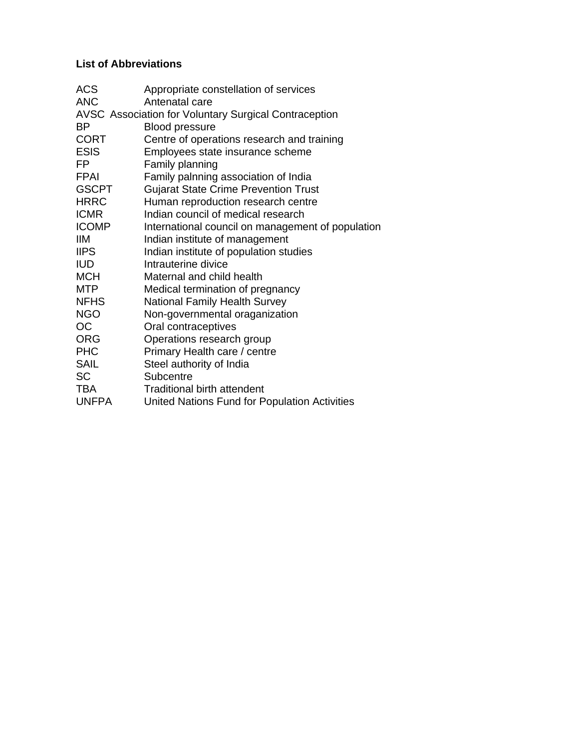**List of Abbreviations**

| | |
|---|---|
| ACS | Appropriate constellation of services |
| ANC | Antenatal care |
| AVSC | Association for Voluntary Surgical Contraception |
| BP | Blood pressure |
| CORT | Centre of operations research and training |
| ESIS | Employees state insurance scheme |
| FP | Family planning |
| FPAI | Family palnning association of India |
| GSCPT | Gujarat State Crime Prevention Trust |
| HRRC | Human reproduction research centre |
| ICMR | Indian council of medical research |
| ICOMP | International council on management of population |
| IIM | Indian institute of management |
| IIPS | Indian institute of population studies |
| IUD | Intrauterine divice |
| MCH | Maternal and child health |
| MTP | Medical termination of pregnancy |
| NFHS | National Family Health Survey |
| NGO | Non-governmental oraganization |
| OC | Oral contraceptives |
| ORG | Operations research group |
| PHC | Primary Health care / centre |
| SAIL | Steel authority of India |
| SC | Subcentre |
| TBA | Traditional birth attendent |
| UNFPA | United Nations Fund for Population Activities |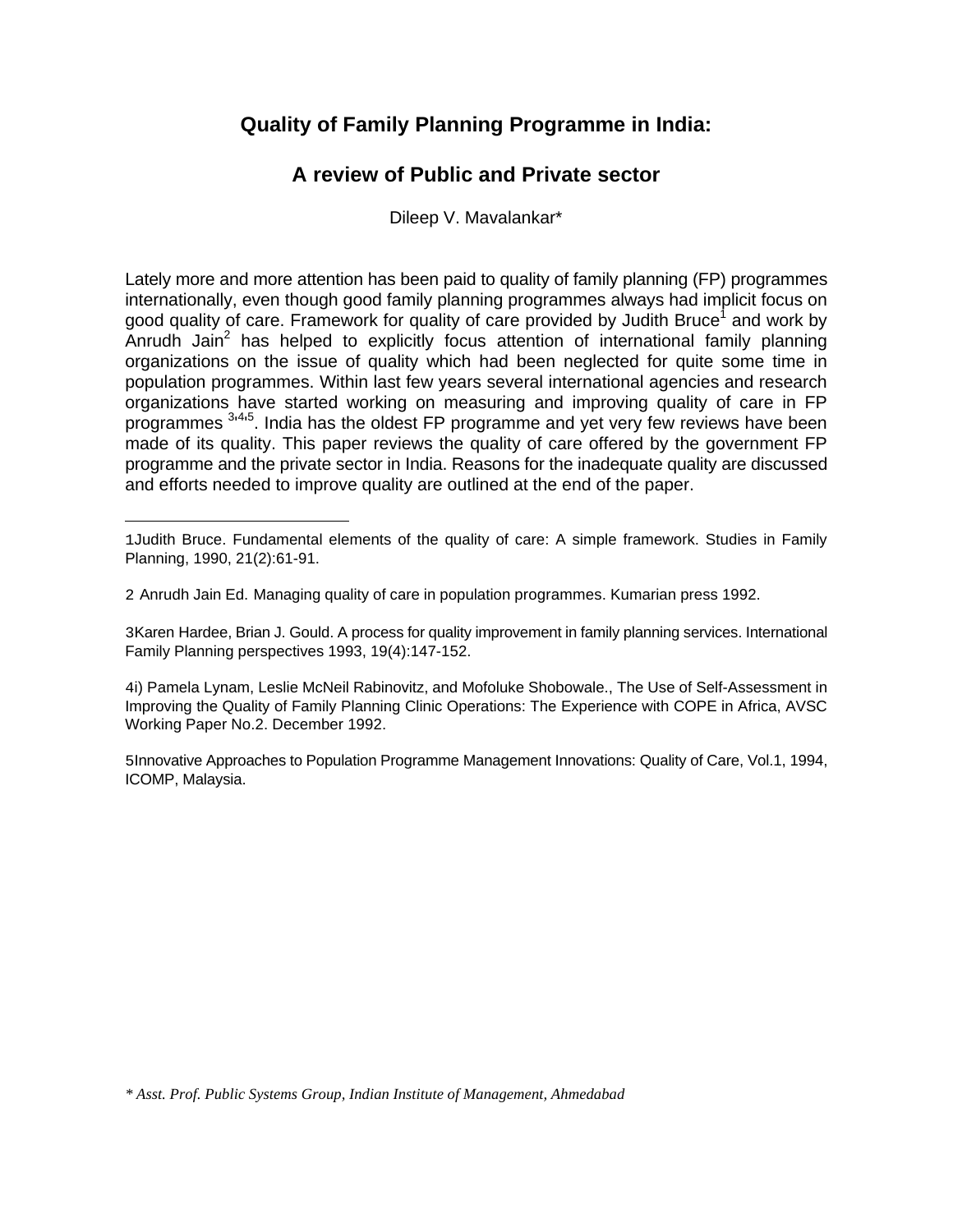# Quality of Family Planning Programme in India:

## A review of Public and Private sector

Dileep V. Mavalankar*

Lately more and more attention has been paid to quality of family planning (FP) programmes internationally, even though good family planning programmes always had implicit focus on good quality of care. Framework for quality of care provided by Judith Bruce[1] and work by Anrudh Jain[2] has helped to explicitly focus attention of international family planning organizations on the issue of quality which had been neglected for quite some time in population programmes. Within last few years several international agencies and research organizations have started working on measuring and improving quality of care in FP programmes [3,4,5]. India has the oldest FP programme and yet very few reviews have been made of its quality. This paper reviews the quality of care offered by the government FP programme and the private sector in India. Reasons for the inadequate quality are discussed and efforts needed to improve quality are outlined at the end of the paper.

---

1Judith Bruce. Fundamental elements of the quality of care: A simple framework. Studies in Family Planning, 1990, 21(2):61-91.

2 Anrudh Jain Ed. Managing quality of care in population programmes. Kumarian press 1992.

3Karen Hardee, Brian J. Gould. A process for quality improvement in family planning services. International Family Planning perspectives 1993, 19(4):147-152.

4i) Pamela Lynam, Leslie McNeil Rabinovitz, and Mofoluke Shobowale., The Use of Self-Assessment in Improving the Quality of Family Planning Clinic Operations: The Experience with COPE in Africa, AVSC Working Paper No.2. December 1992.

5Innovative Approaches to Population Programme Management Innovations: Quality of Care, Vol.1, 1994, ICOMP, Malaysia.

*\* Asst. Prof. Public Systems Group, Indian Institute of Management, Ahmedabad*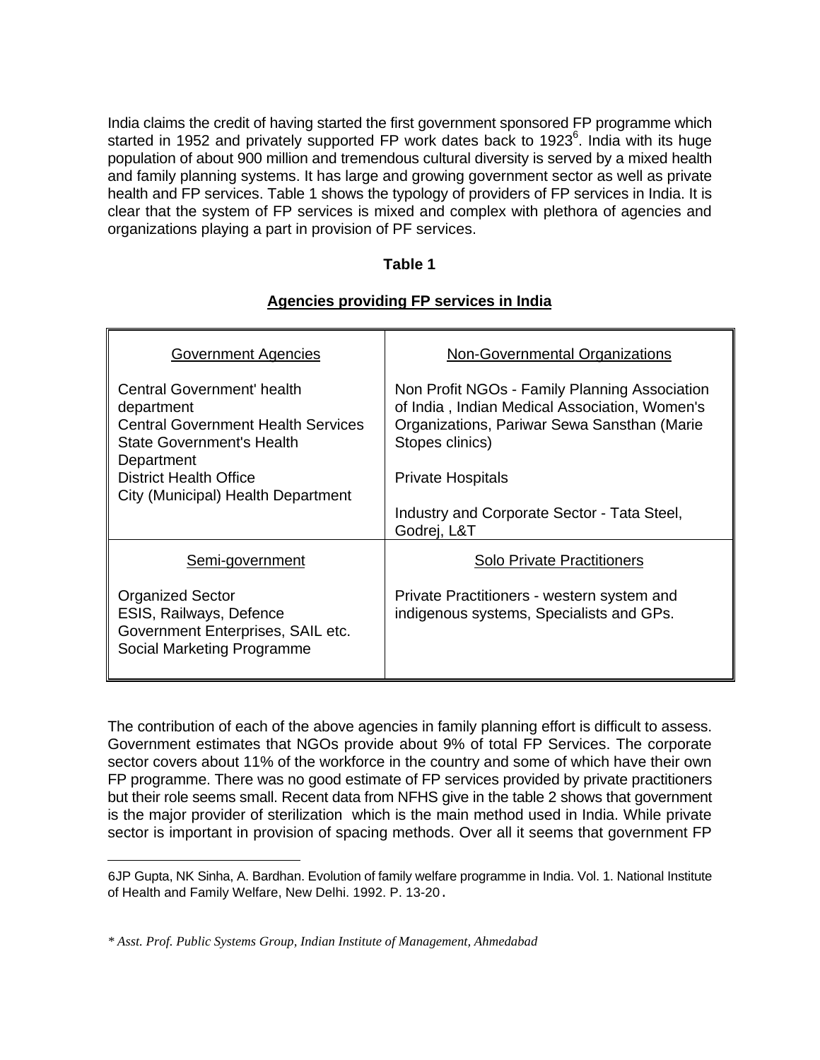India claims the credit of having started the first government sponsored FP programme which started in 1952 and privately supported FP work dates back to 1923[6]. India with its huge population of about 900 million and tremendous cultural diversity is served by a mixed health and family planning systems. It has large and growing government sector as well as private health and FP services. Table 1 shows the typology of providers of FP services in India. It is clear that the system of FP services is mixed and complex with plethora of agencies and organizations playing a part in provision of PF services.

**Table 1**

**Agencies providing FP services in India**

| Government Agencies | Non-Governmental Organizations |
|---|---|
| Central Government' health department<br>Central Government Health Services<br>State Government's Health Department<br>District Health Office<br>City (Municipal) Health Department | Non Profit NGOs - Family Planning Association of India , Indian Medical Association, Women's Organizations, Pariwar Sewa Sansthan (Marie Stopes clinics)<br><br>Private Hospitals<br><br>Industry and Corporate Sector - Tata Steel, Godrej, L&T |
| **Semi-government** | **Solo Private Practitioners** |
| Organized Sector<br>ESIS, Railways, Defence<br>Government Enterprises, SAIL etc.<br>Social Marketing Programme | Private Practitioners - western system and indigenous systems, Specialists and GPs. |

The contribution of each of the above agencies in family planning effort is difficult to assess. Government estimates that NGOs provide about 9% of total FP Services. The corporate sector covers about 11% of the workforce in the country and some of which have their own FP programme. There was no good estimate of FP services provided by private practitioners but their role seems small. Recent data from NFHS give in the table 2 shows that government is the major provider of sterilization which is the main method used in India. While private sector is important in provision of spacing methods. Over all it seems that government FP

6JP Gupta, NK Sinha, A. Bardhan. Evolution of family welfare programme in India. Vol. 1. National Institute of Health and Family Welfare, New Delhi. 1992. P. 13-20.

*\* Asst. Prof. Public Systems Group, Indian Institute of Management, Ahmedabad*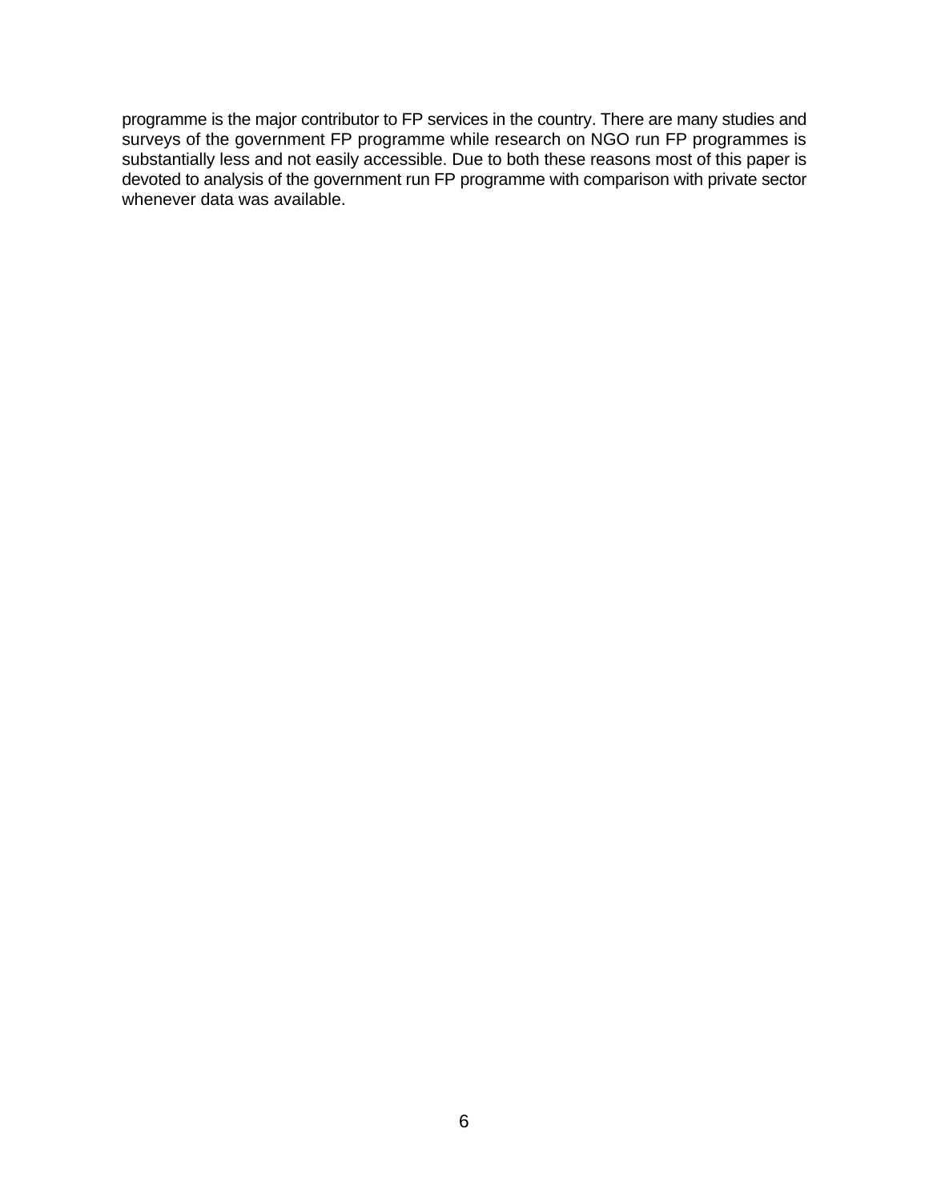programme is the major contributor to FP services in the country. There are many studies and surveys of the government FP programme while research on NGO run FP programmes is substantially less and not easily accessible. Due to both these reasons most of this paper is devoted to analysis of the government run FP programme with comparison with private sector whenever data was available.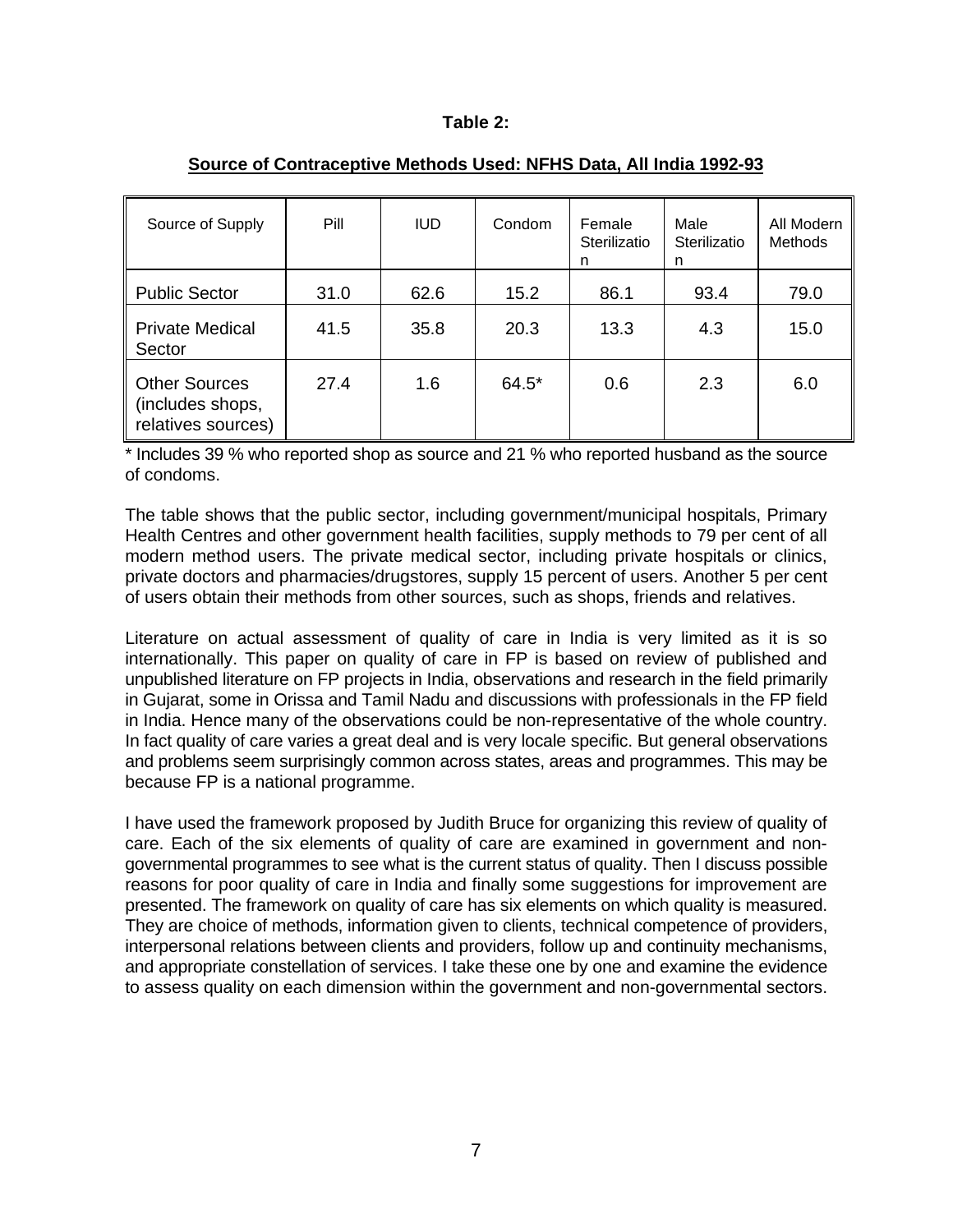**Table 2:**

**Source of Contraceptive Methods Used: NFHS Data, All India 1992-93**

| Source of Supply | Pill | IUD | Condom | Female Sterilization | Male Sterilization | All Modern Methods |
|---|---|---|---|---|---|---|
| Public Sector | 31.0 | 62.6 | 15.2 | 86.1 | 93.4 | 79.0 |
| Private Medical Sector | 41.5 | 35.8 | 20.3 | 13.3 | 4.3 | 15.0 |
| Other Sources (includes shops, relatives sources) | 27.4 | 1.6 | 64.5* | 0.6 | 2.3 | 6.0 |

* Includes 39 % who reported shop as source and 21 % who reported husband as the source of condoms.

The table shows that the public sector, including government/municipal hospitals, Primary Health Centres and other government health facilities, supply methods to 79 per cent of all modern method users. The private medical sector, including private hospitals or clinics, private doctors and pharmacies/drugstores, supply 15 percent of users. Another 5 per cent of users obtain their methods from other sources, such as shops, friends and relatives.

Literature on actual assessment of quality of care in India is very limited as it is so internationally. This paper on quality of care in FP is based on review of published and unpublished literature on FP projects in India, observations and research in the field primarily in Gujarat, some in Orissa and Tamil Nadu and discussions with professionals in the FP field in India. Hence many of the observations could be non-representative of the whole country. In fact quality of care varies a great deal and is very locale specific. But general observations and problems seem surprisingly common across states, areas and programmes. This may be because FP is a national programme.

I have used the framework proposed by Judith Bruce for organizing this review of quality of care. Each of the six elements of quality of care are examined in government and non-governmental programmes to see what is the current status of quality. Then I discuss possible reasons for poor quality of care in India and finally some suggestions for improvement are presented. The framework on quality of care has six elements on which quality is measured. They are choice of methods, information given to clients, technical competence of providers, interpersonal relations between clients and providers, follow up and continuity mechanisms, and appropriate constellation of services. I take these one by one and examine the evidence to assess quality on each dimension within the government and non-governmental sectors.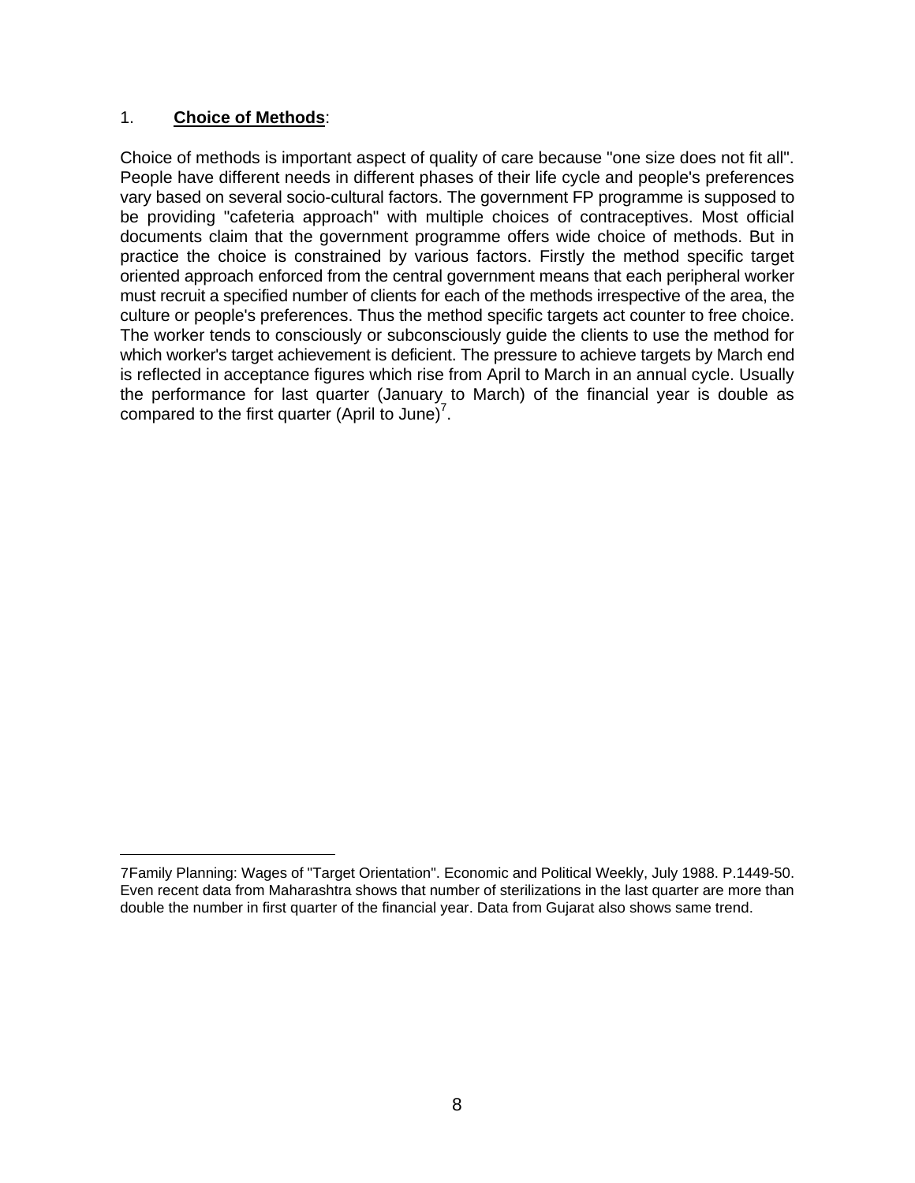1. **Choice of Methods**:

Choice of methods is important aspect of quality of care because "one size does not fit all". People have different needs in different phases of their life cycle and people's preferences vary based on several socio-cultural factors. The government FP programme is supposed to be providing "cafeteria approach" with multiple choices of contraceptives. Most official documents claim that the government programme offers wide choice of methods. But in practice the choice is constrained by various factors. Firstly the method specific target oriented approach enforced from the central government means that each peripheral worker must recruit a specified number of clients for each of the methods irrespective of the area, the culture or people's preferences. Thus the method specific targets act counter to free choice. The worker tends to consciously or subconsciously guide the clients to use the method for which worker's target achievement is deficient. The pressure to achieve targets by March end is reflected in acceptance figures which rise from April to March in an annual cycle. Usually the performance for last quarter (January to March) of the financial year is double as compared to the first quarter (April to June)[7].

---

7Family Planning: Wages of "Target Orientation". Economic and Political Weekly, July 1988. P.1449-50. Even recent data from Maharashtra shows that number of sterilizations in the last quarter are more than double the number in first quarter of the financial year. Data from Gujarat also shows same trend.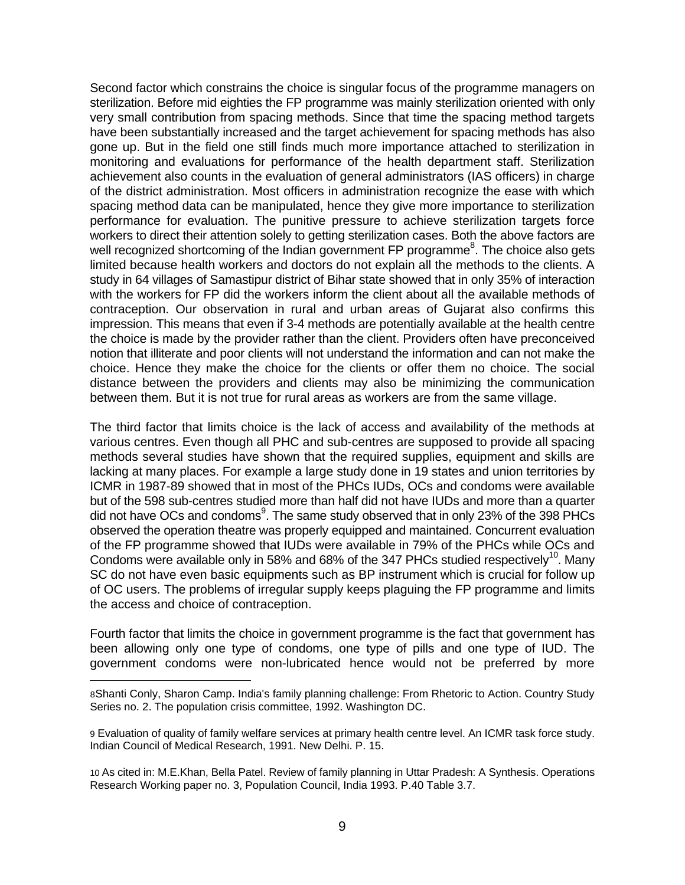Second factor which constrains the choice is singular focus of the programme managers on sterilization. Before mid eighties the FP programme was mainly sterilization oriented with only very small contribution from spacing methods. Since that time the spacing method targets have been substantially increased and the target achievement for spacing methods has also gone up. But in the field one still finds much more importance attached to sterilization in monitoring and evaluations for performance of the health department staff. Sterilization achievement also counts in the evaluation of general administrators (IAS officers) in charge of the district administration. Most officers in administration recognize the ease with which spacing method data can be manipulated, hence they give more importance to sterilization performance for evaluation. The punitive pressure to achieve sterilization targets force workers to direct their attention solely to getting sterilization cases. Both the above factors are well recognized shortcoming of the Indian government FP programme[8]. The choice also gets limited because health workers and doctors do not explain all the methods to the clients. A study in 64 villages of Samastipur district of Bihar state showed that in only 35% of interaction with the workers for FP did the workers inform the client about all the available methods of contraception. Our observation in rural and urban areas of Gujarat also confirms this impression. This means that even if 3-4 methods are potentially available at the health centre the choice is made by the provider rather than the client. Providers often have preconceived notion that illiterate and poor clients will not understand the information and can not make the choice. Hence they make the choice for the clients or offer them no choice. The social distance between the providers and clients may also be minimizing the communication between them. But it is not true for rural areas as workers are from the same village.

The third factor that limits choice is the lack of access and availability of the methods at various centres. Even though all PHC and sub-centres are supposed to provide all spacing methods several studies have shown that the required supplies, equipment and skills are lacking at many places. For example a large study done in 19 states and union territories by ICMR in 1987-89 showed that in most of the PHCs IUDs, OCs and condoms were available but of the 598 sub-centres studied more than half did not have IUDs and more than a quarter did not have OCs and condoms[9]. The same study observed that in only 23% of the 398 PHCs observed the operation theatre was properly equipped and maintained. Concurrent evaluation of the FP programme showed that IUDs were available in 79% of the PHCs while OCs and Condoms were available only in 58% and 68% of the 347 PHCs studied respectively[10]. Many SC do not have even basic equipments such as BP instrument which is crucial for follow up of OC users. The problems of irregular supply keeps plaguing the FP programme and limits the access and choice of contraception.

Fourth factor that limits the choice in government programme is the fact that government has been allowing only one type of condoms, one type of pills and one type of IUD. The government condoms were non-lubricated hence would not be preferred by more

---

8 Shanti Conly, Sharon Camp. India's family planning challenge: From Rhetoric to Action. Country Study Series no. 2. The population crisis committee, 1992. Washington DC.

9 Evaluation of quality of family welfare services at primary health centre level. An ICMR task force study. Indian Council of Medical Research, 1991. New Delhi. P. 15.

10 As cited in: M.E.Khan, Bella Patel. Review of family planning in Uttar Pradesh: A Synthesis. Operations Research Working paper no. 3, Population Council, India 1993. P.40 Table 3.7.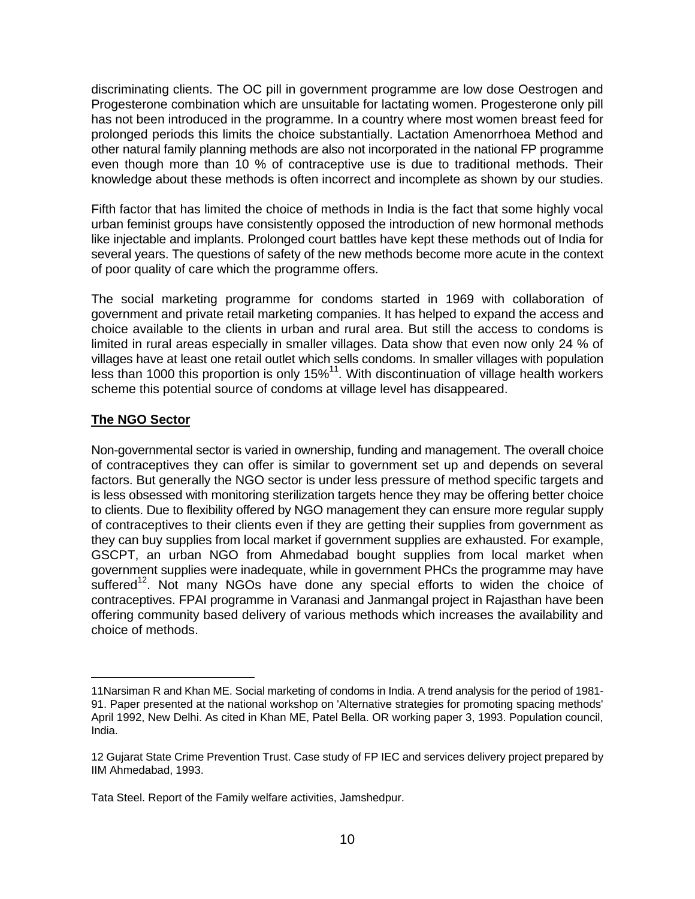discriminating clients. The OC pill in government programme are low dose Oestrogen and Progesterone combination which are unsuitable for lactating women. Progesterone only pill has not been introduced in the programme. In a country where most women breast feed for prolonged periods this limits the choice substantially. Lactation Amenorrhoea Method and other natural family planning methods are also not incorporated in the national FP programme even though more than 10 % of contraceptive use is due to traditional methods. Their knowledge about these methods is often incorrect and incomplete as shown by our studies.

Fifth factor that has limited the choice of methods in India is the fact that some highly vocal urban feminist groups have consistently opposed the introduction of new hormonal methods like injectable and implants. Prolonged court battles have kept these methods out of India for several years. The questions of safety of the new methods become more acute in the context of poor quality of care which the programme offers.

The social marketing programme for condoms started in 1969 with collaboration of government and private retail marketing companies. It has helped to expand the access and choice available to the clients in urban and rural area. But still the access to condoms is limited in rural areas especially in smaller villages. Data show that even now only 24 % of villages have at least one retail outlet which sells condoms. In smaller villages with population less than 1000 this proportion is only 15%[11]. With discontinuation of village health workers scheme this potential source of condoms at village level has disappeared.

**The NGO Sector**

Non-governmental sector is varied in ownership, funding and management. The overall choice of contraceptives they can offer is similar to government set up and depends on several factors. But generally the NGO sector is under less pressure of method specific targets and is less obsessed with monitoring sterilization targets hence they may be offering better choice to clients. Due to flexibility offered by NGO management they can ensure more regular supply of contraceptives to their clients even if they are getting their supplies from government as they can buy supplies from local market if government supplies are exhausted. For example, GSCPT, an urban NGO from Ahmedabad bought supplies from local market when government supplies were inadequate, while in government PHCs the programme may have suffered[12]. Not many NGOs have done any special efforts to widen the choice of contraceptives. FPAI programme in Varanasi and Janmangal project in Rajasthan have been offering community based delivery of various methods which increases the availability and choice of methods.

---

11Narsiman R and Khan ME. Social marketing of condoms in India. A trend analysis for the period of 1981-91. Paper presented at the national workshop on 'Alternative strategies for promoting spacing methods' April 1992, New Delhi. As cited in Khan ME, Patel Bella. OR working paper 3, 1993. Population council, India.

12 Gujarat State Crime Prevention Trust. Case study of FP IEC and services delivery project prepared by IIM Ahmedabad, 1993.

Tata Steel. Report of the Family welfare activities, Jamshedpur.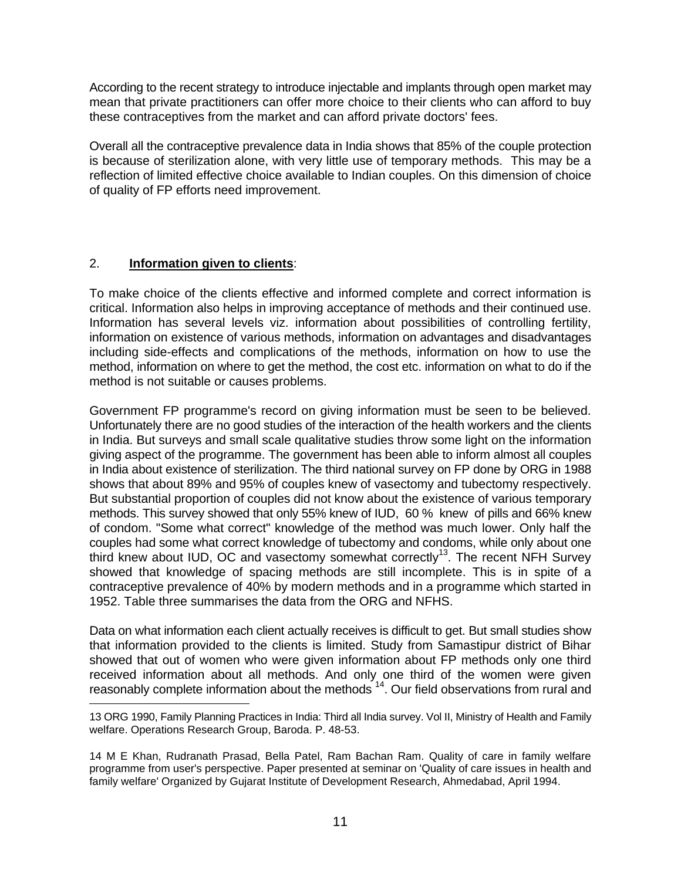According to the recent strategy to introduce injectable and implants through open market may mean that private practitioners can offer more choice to their clients who can afford to buy these contraceptives from the market and can afford private doctors' fees.

Overall all the contraceptive prevalence data in India shows that 85% of the couple protection is because of sterilization alone, with very little use of temporary methods. This may be a reflection of limited effective choice available to Indian couples. On this dimension of choice of quality of FP efforts need improvement.

2. **Information given to clients**:

To make choice of the clients effective and informed complete and correct information is critical. Information also helps in improving acceptance of methods and their continued use. Information has several levels viz. information about possibilities of controlling fertility, information on existence of various methods, information on advantages and disadvantages including side-effects and complications of the methods, information on how to use the method, information on where to get the method, the cost etc. information on what to do if the method is not suitable or causes problems.

Government FP programme's record on giving information must be seen to be believed. Unfortunately there are no good studies of the interaction of the health workers and the clients in India. But surveys and small scale qualitative studies throw some light on the information giving aspect of the programme. The government has been able to inform almost all couples in India about existence of sterilization. The third national survey on FP done by ORG in 1988 shows that about 89% and 95% of couples knew of vasectomy and tubectomy respectively. But substantial proportion of couples did not know about the existence of various temporary methods. This survey showed that only 55% knew of IUD, 60 % knew of pills and 66% knew of condom. "Some what correct" knowledge of the method was much lower. Only half the couples had some what correct knowledge of tubectomy and condoms, while only about one third knew about IUD, OC and vasectomy somewhat correctly[13]. The recent NFH Survey showed that knowledge of spacing methods are still incomplete. This is in spite of a contraceptive prevalence of 40% by modern methods and in a programme which started in 1952. Table three summarises the data from the ORG and NFHS.

Data on what information each client actually receives is difficult to get. But small studies show that information provided to the clients is limited. Study from Samastipur district of Bihar showed that out of women who were given information about FP methods only one third received information about all methods. And only one third of the women were given reasonably complete information about the methods [14]. Our field observations from rural and

---

13 ORG 1990, Family Planning Practices in India: Third all India survey. Vol II, Ministry of Health and Family welfare. Operations Research Group, Baroda. P. 48-53.

14 M E Khan, Rudranath Prasad, Bella Patel, Ram Bachan Ram. Quality of care in family welfare programme from user's perspective. Paper presented at seminar on 'Quality of care issues in health and family welfare' Organized by Gujarat Institute of Development Research, Ahmedabad, April 1994.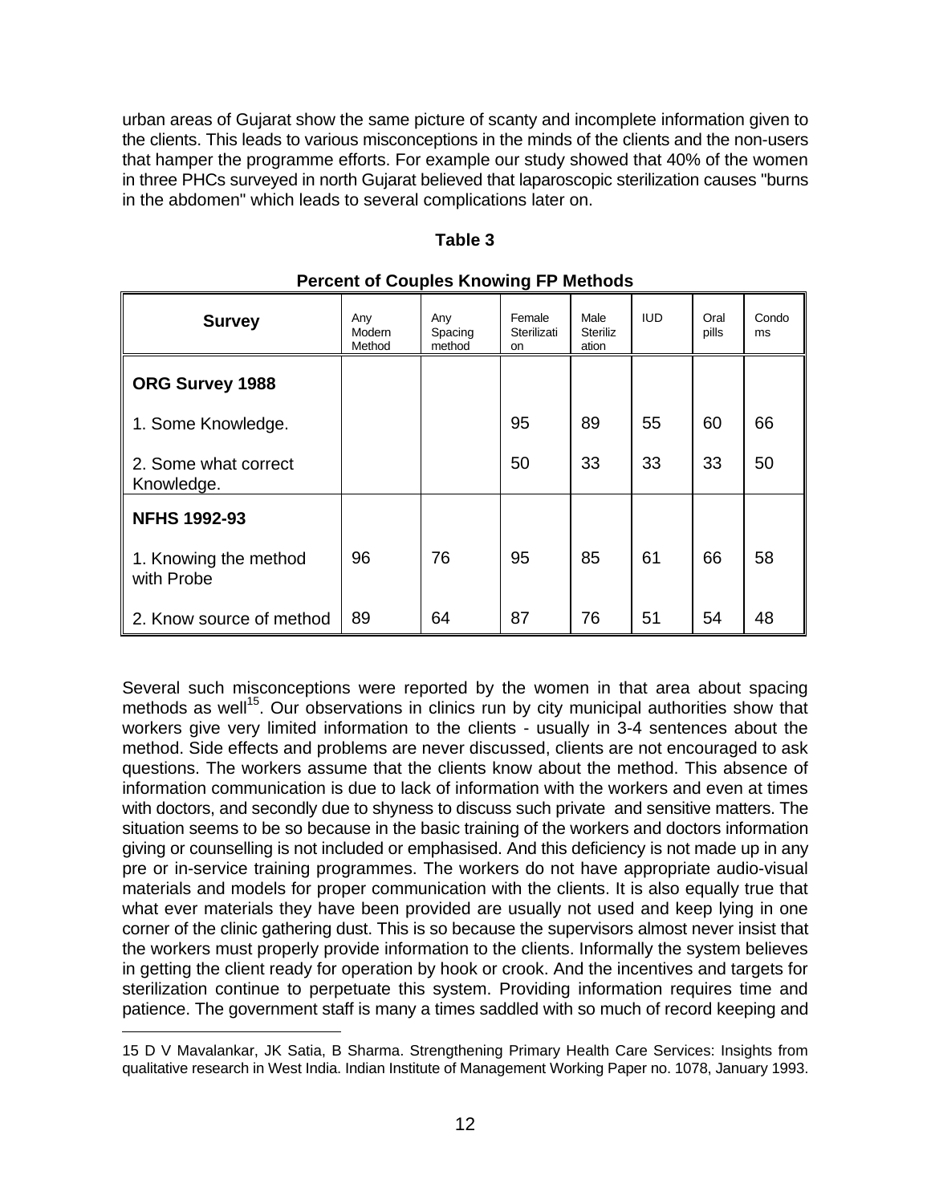urban areas of Gujarat show the same picture of scanty and incomplete information given to the clients. This leads to various misconceptions in the minds of the clients and the non-users that hamper the programme efforts. For example our study showed that 40% of the women in three PHCs surveyed in north Gujarat believed that laparoscopic sterilization causes "burns in the abdomen" which leads to several complications later on.

**Table 3**

**Percent of Couples Knowing FP Methods**

| Survey | Any Modern Method | Any Spacing method | Female Sterilization | Male Sterilization | IUD | Oral pills | Condoms |
|---|---|---|---|---|---|---|---|
| **ORG Survey 1988** | | | | | | | |
| 1. Some Knowledge. | | | 95 | 89 | 55 | 60 | 66 |
| 2. Some what correct Knowledge. | | | 50 | 33 | 33 | 33 | 50 |
| **NFHS 1992-93** | | | | | | | |
| 1. Knowing the method with Probe | 96 | 76 | 95 | 85 | 61 | 66 | 58 |
| 2. Know source of method | 89 | 64 | 87 | 76 | 51 | 54 | 48 |

Several such misconceptions were reported by the women in that area about spacing methods as well[15]. Our observations in clinics run by city municipal authorities show that workers give very limited information to the clients - usually in 3-4 sentences about the method. Side effects and problems are never discussed, clients are not encouraged to ask questions. The workers assume that the clients know about the method. This absence of information communication is due to lack of information with the workers and even at times with doctors, and secondly due to shyness to discuss such private and sensitive matters. The situation seems to be so because in the basic training of the workers and doctors information giving or counselling is not included or emphasised. And this deficiency is not made up in any pre or in-service training programmes. The workers do not have appropriate audio-visual materials and models for proper communication with the clients. It is also equally true that what ever materials they have been provided are usually not used and keep lying in one corner of the clinic gathering dust. This is so because the supervisors almost never insist that the workers must properly provide information to the clients. Informally the system believes in getting the client ready for operation by hook or crook. And the incentives and targets for sterilization continue to perpetuate this system. Providing information requires time and patience. The government staff is many a times saddled with so much of record keeping and

15 D V Mavalankar, JK Satia, B Sharma. Strengthening Primary Health Care Services: Insights from qualitative research in West India. Indian Institute of Management Working Paper no. 1078, January 1993.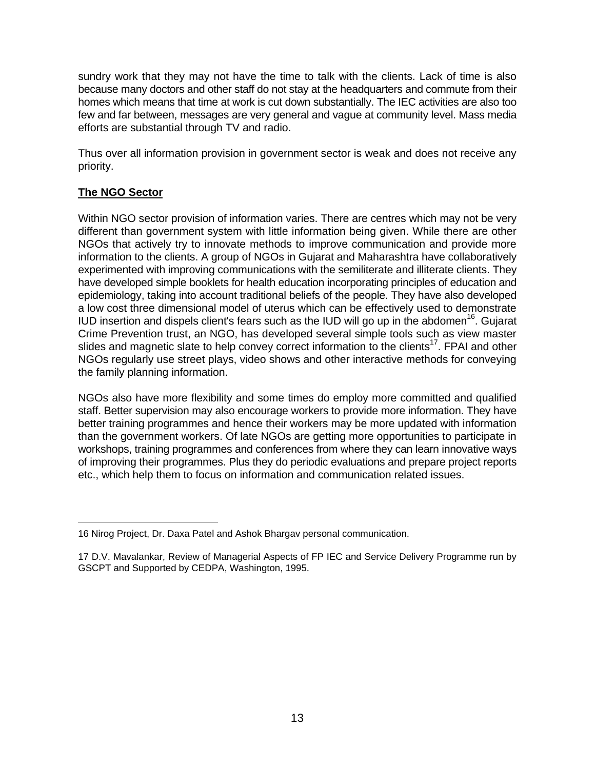sundry work that they may not have the time to talk with the clients. Lack of time is also because many doctors and other staff do not stay at the headquarters and commute from their homes which means that time at work is cut down substantially. The IEC activities are also too few and far between, messages are very general and vague at community level. Mass media efforts are substantial through TV and radio.

Thus over all information provision in government sector is weak and does not receive any priority.

**The NGO Sector**

Within NGO sector provision of information varies. There are centres which may not be very different than government system with little information being given. While there are other NGOs that actively try to innovate methods to improve communication and provide more information to the clients. A group of NGOs in Gujarat and Maharashtra have collaboratively experimented with improving communications with the semiliterate and illiterate clients. They have developed simple booklets for health education incorporating principles of education and epidemiology, taking into account traditional beliefs of the people. They have also developed a low cost three dimensional model of uterus which can be effectively used to demonstrate IUD insertion and dispels client's fears such as the IUD will go up in the abdomen[16]. Gujarat Crime Prevention trust, an NGO, has developed several simple tools such as view master slides and magnetic slate to help convey correct information to the clients[17]. FPAI and other NGOs regularly use street plays, video shows and other interactive methods for conveying the family planning information.

NGOs also have more flexibility and some times do employ more committed and qualified staff. Better supervision may also encourage workers to provide more information. They have better training programmes and hence their workers may be more updated with information than the government workers. Of late NGOs are getting more opportunities to participate in workshops, training programmes and conferences from where they can learn innovative ways of improving their programmes. Plus they do periodic evaluations and prepare project reports etc., which help them to focus on information and communication related issues.

---

16 Nirog Project, Dr. Daxa Patel and Ashok Bhargav personal communication.

17 D.V. Mavalankar, Review of Managerial Aspects of FP IEC and Service Delivery Programme run by GSCPT and Supported by CEDPA, Washington, 1995.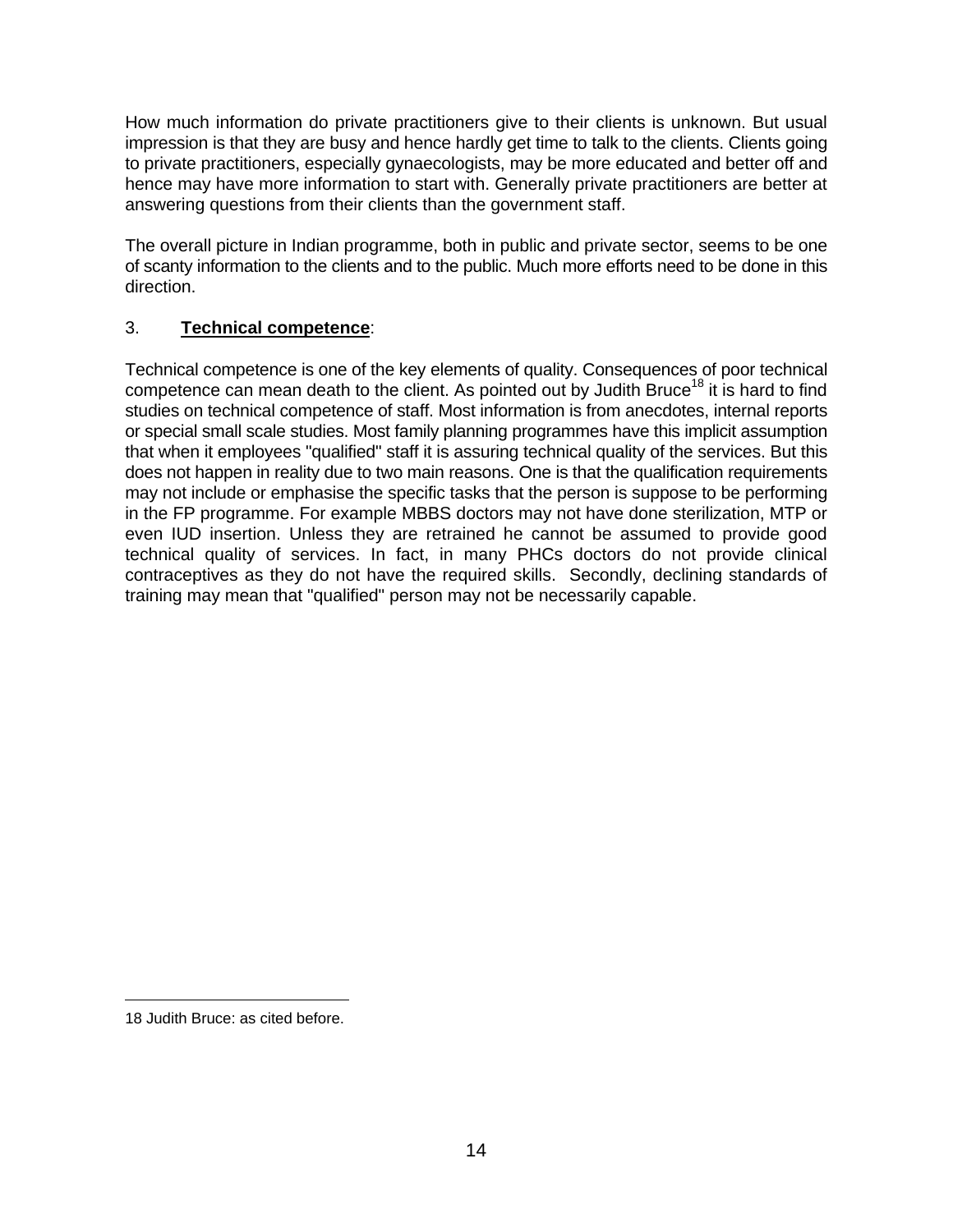How much information do private practitioners give to their clients is unknown. But usual impression is that they are busy and hence hardly get time to talk to the clients. Clients going to private practitioners, especially gynaecologists, may be more educated and better off and hence may have more information to start with. Generally private practitioners are better at answering questions from their clients than the government staff.

The overall picture in Indian programme, both in public and private sector, seems to be one of scanty information to the clients and to the public. Much more efforts need to be done in this direction.

3. **Technical competence**:

Technical competence is one of the key elements of quality. Consequences of poor technical competence can mean death to the client. As pointed out by Judith Bruce[18] it is hard to find studies on technical competence of staff. Most information is from anecdotes, internal reports or special small scale studies. Most family planning programmes have this implicit assumption that when it employees "qualified" staff it is assuring technical quality of the services. But this does not happen in reality due to two main reasons. One is that the qualification requirements may not include or emphasise the specific tasks that the person is suppose to be performing in the FP programme. For example MBBS doctors may not have done sterilization, MTP or even IUD insertion. Unless they are retrained he cannot be assumed to provide good technical quality of services. In fact, in many PHCs doctors do not provide clinical contraceptives as they do not have the required skills. Secondly, declining standards of training may mean that "qualified" person may not be necessarily capable.

18 Judith Bruce: as cited before.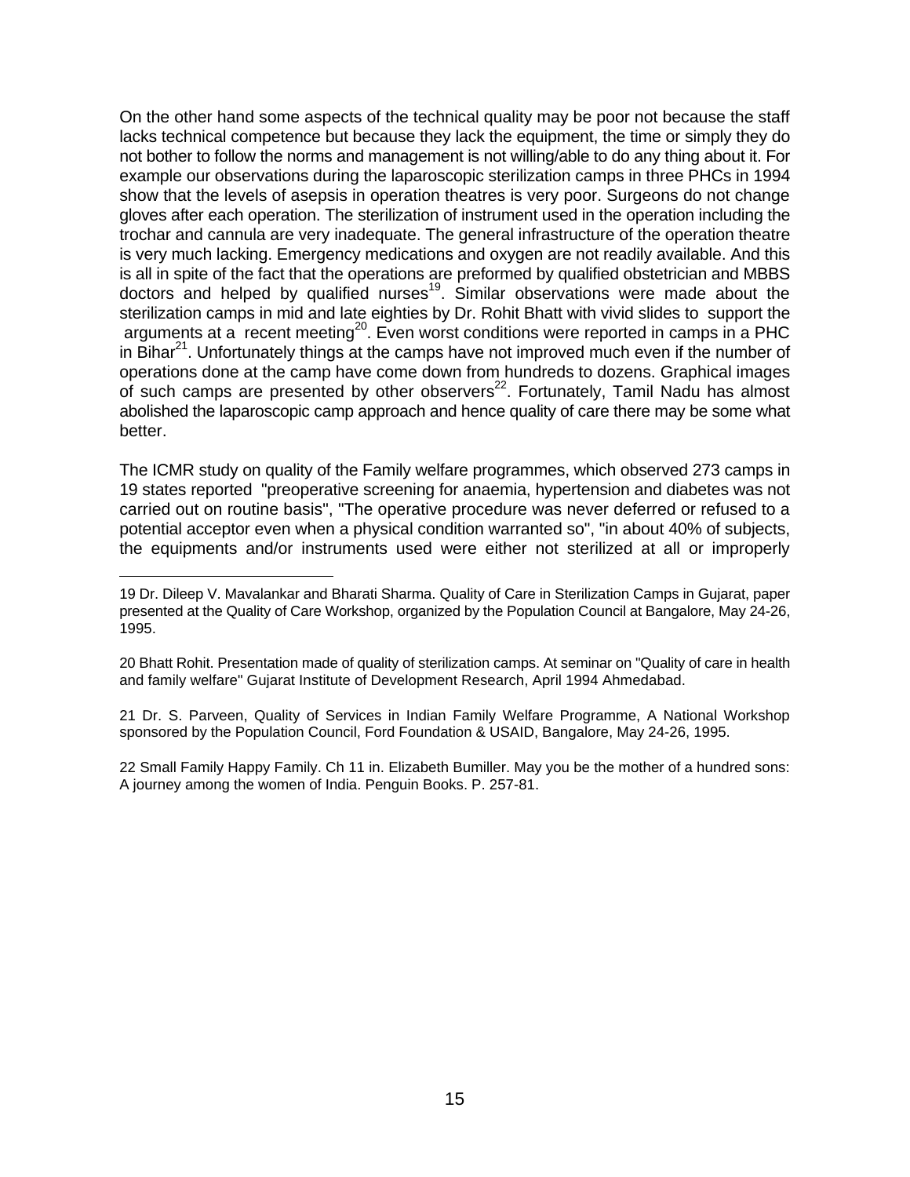On the other hand some aspects of the technical quality may be poor not because the staff lacks technical competence but because they lack the equipment, the time or simply they do not bother to follow the norms and management is not willing/able to do any thing about it. For example our observations during the laparoscopic sterilization camps in three PHCs in 1994 show that the levels of asepsis in operation theatres is very poor. Surgeons do not change gloves after each operation. The sterilization of instrument used in the operation including the trochar and cannula are very inadequate. The general infrastructure of the operation theatre is very much lacking. Emergency medications and oxygen are not readily available. And this is all in spite of the fact that the operations are preformed by qualified obstetrician and MBBS doctors and helped by qualified nurses[19]. Similar observations were made about the sterilization camps in mid and late eighties by Dr. Rohit Bhatt with vivid slides to support the arguments at a recent meeting[20]. Even worst conditions were reported in camps in a PHC in Bihar[21]. Unfortunately things at the camps have not improved much even if the number of operations done at the camp have come down from hundreds to dozens. Graphical images of such camps are presented by other observers[22]. Fortunately, Tamil Nadu has almost abolished the laparoscopic camp approach and hence quality of care there may be some what better.

The ICMR study on quality of the Family welfare programmes, which observed 273 camps in 19 states reported "preoperative screening for anaemia, hypertension and diabetes was not carried out on routine basis", "The operative procedure was never deferred or refused to a potential acceptor even when a physical condition warranted so", "in about 40% of subjects, the equipments and/or instruments used were either not sterilized at all or improperly

---

19 Dr. Dileep V. Mavalankar and Bharati Sharma. Quality of Care in Sterilization Camps in Gujarat, paper presented at the Quality of Care Workshop, organized by the Population Council at Bangalore, May 24-26, 1995.

20 Bhatt Rohit. Presentation made of quality of sterilization camps. At seminar on "Quality of care in health and family welfare" Gujarat Institute of Development Research, April 1994 Ahmedabad.

21 Dr. S. Parveen, Quality of Services in Indian Family Welfare Programme, A National Workshop sponsored by the Population Council, Ford Foundation & USAID, Bangalore, May 24-26, 1995.

22 Small Family Happy Family. Ch 11 in. Elizabeth Bumiller. May you be the mother of a hundred sons: A journey among the women of India. Penguin Books. P. 257-81.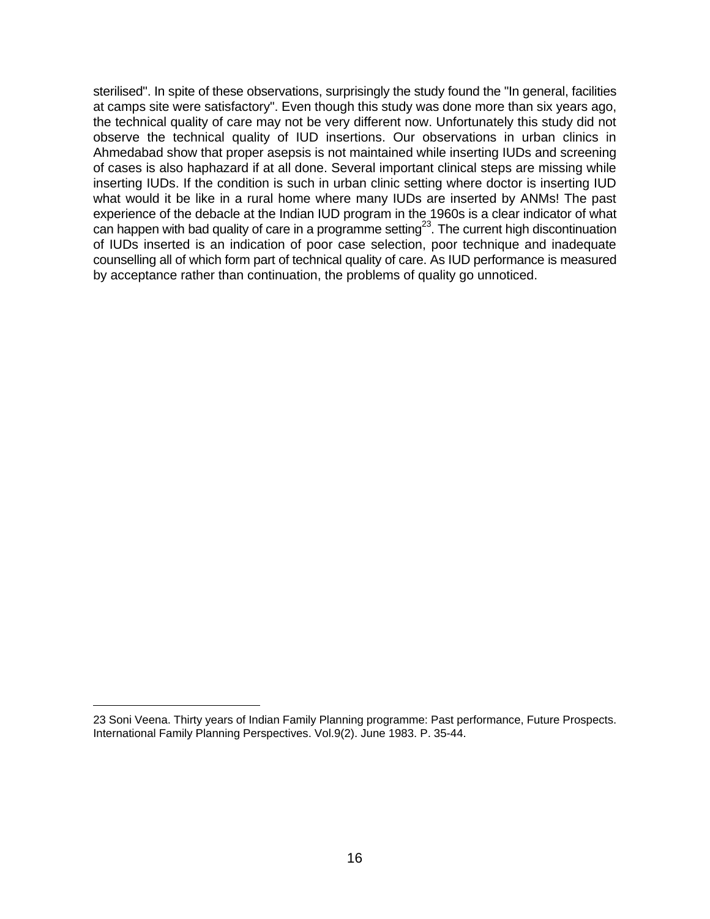sterilised". In spite of these observations, surprisingly the study found the "In general, facilities at camps site were satisfactory". Even though this study was done more than six years ago, the technical quality of care may not be very different now. Unfortunately this study did not observe the technical quality of IUD insertions. Our observations in urban clinics in Ahmedabad show that proper asepsis is not maintained while inserting IUDs and screening of cases is also haphazard if at all done. Several important clinical steps are missing while inserting IUDs. If the condition is such in urban clinic setting where doctor is inserting IUD what would it be like in a rural home where many IUDs are inserted by ANMs! The past experience of the debacle at the Indian IUD program in the 1960s is a clear indicator of what can happen with bad quality of care in a programme setting[23]. The current high discontinuation of IUDs inserted is an indication of poor case selection, poor technique and inadequate counselling all of which form part of technical quality of care. As IUD performance is measured by acceptance rather than continuation, the problems of quality go unnoticed.

---

23 Soni Veena. Thirty years of Indian Family Planning programme: Past performance, Future Prospects. International Family Planning Perspectives. Vol.9(2). June 1983. P. 35-44.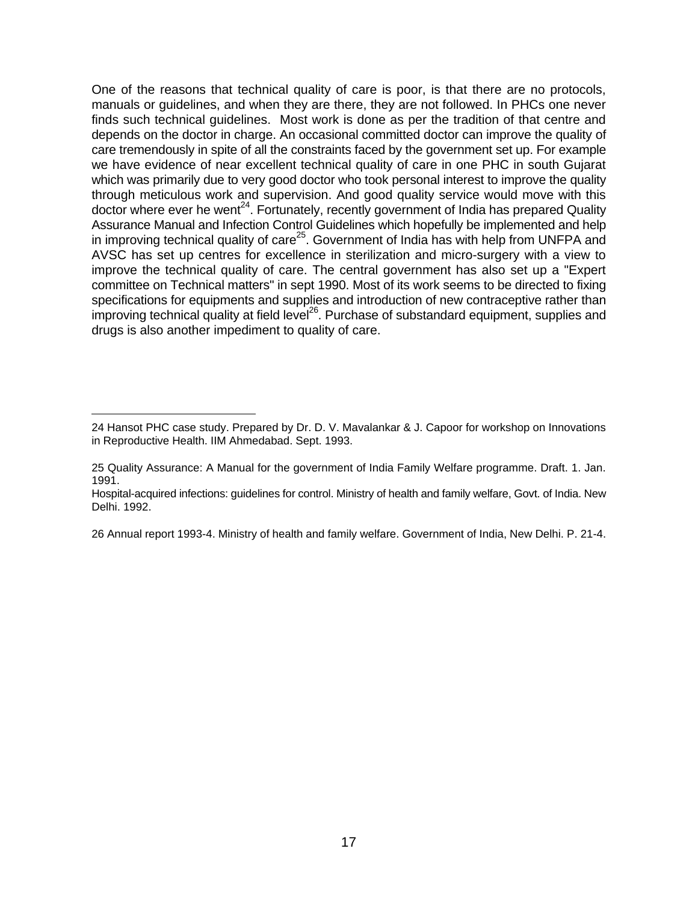One of the reasons that technical quality of care is poor, is that there are no protocols, manuals or guidelines, and when they are there, they are not followed. In PHCs one never finds such technical guidelines. Most work is done as per the tradition of that centre and depends on the doctor in charge. An occasional committed doctor can improve the quality of care tremendously in spite of all the constraints faced by the government set up. For example we have evidence of near excellent technical quality of care in one PHC in south Gujarat which was primarily due to very good doctor who took personal interest to improve the quality through meticulous work and supervision. And good quality service would move with this doctor where ever he went[24]. Fortunately, recently government of India has prepared Quality Assurance Manual and Infection Control Guidelines which hopefully be implemented and help in improving technical quality of care[25]. Government of India has with help from UNFPA and AVSC has set up centres for excellence in sterilization and micro-surgery with a view to improve the technical quality of care. The central government has also set up a "Expert committee on Technical matters" in sept 1990. Most of its work seems to be directed to fixing specifications for equipments and supplies and introduction of new contraceptive rather than improving technical quality at field level[26]. Purchase of substandard equipment, supplies and drugs is also another impediment to quality of care.

---

24 Hansot PHC case study. Prepared by Dr. D. V. Mavalankar & J. Capoor for workshop on Innovations in Reproductive Health. IIM Ahmedabad. Sept. 1993.

25 Quality Assurance: A Manual for the government of India Family Welfare programme. Draft. 1. Jan. 1991.
Hospital-acquired infections: guidelines for control. Ministry of health and family welfare, Govt. of India. New Delhi. 1992.

26 Annual report 1993-4. Ministry of health and family welfare. Government of India, New Delhi. P. 21-4.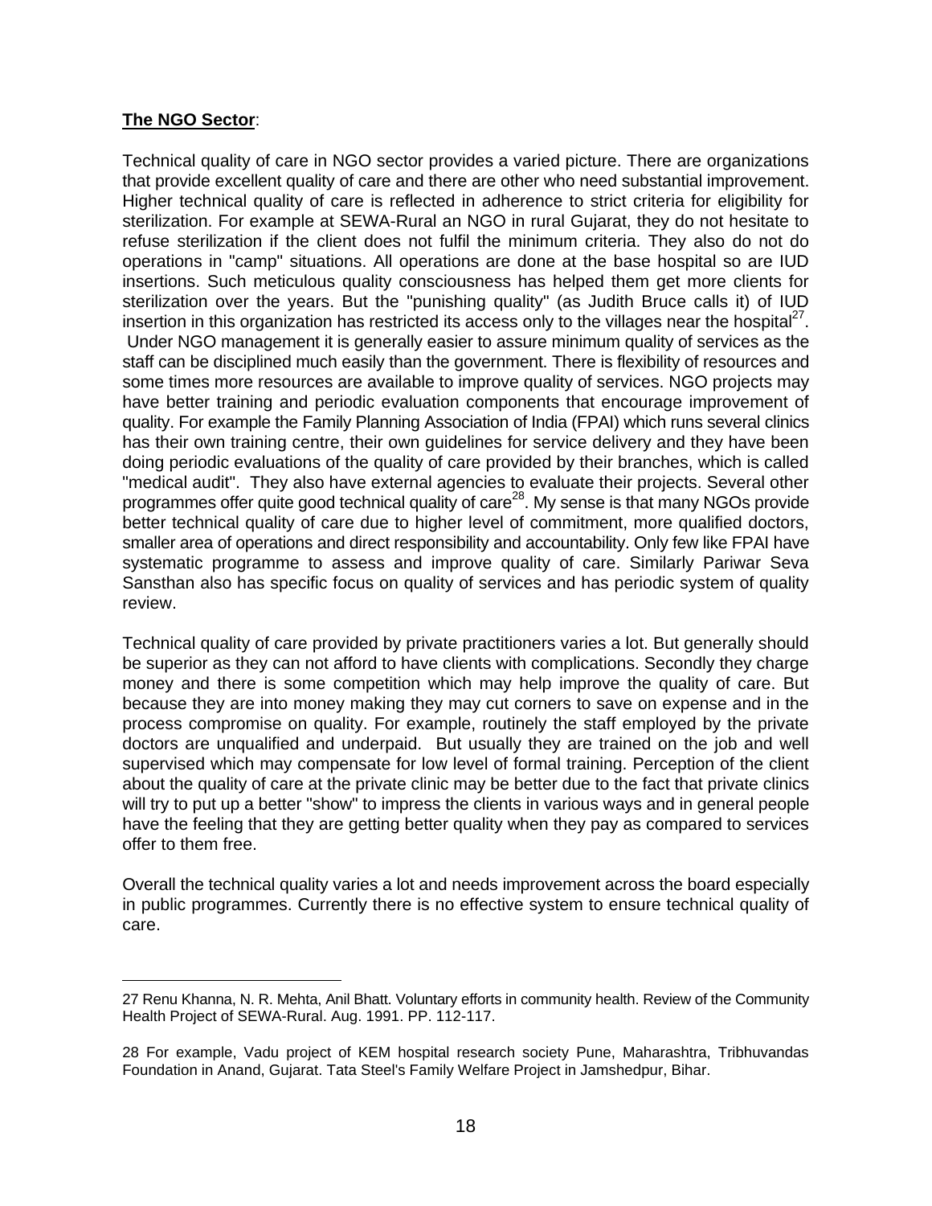**The NGO Sector**:

Technical quality of care in NGO sector provides a varied picture. There are organizations that provide excellent quality of care and there are other who need substantial improvement. Higher technical quality of care is reflected in adherence to strict criteria for eligibility for sterilization. For example at SEWA-Rural an NGO in rural Gujarat, they do not hesitate to refuse sterilization if the client does not fulfil the minimum criteria. They also do not do operations in "camp" situations. All operations are done at the base hospital so are IUD insertions. Such meticulous quality consciousness has helped them get more clients for sterilization over the years. But the "punishing quality" (as Judith Bruce calls it) of IUD insertion in this organization has restricted its access only to the villages near the hospital[27]. Under NGO management it is generally easier to assure minimum quality of services as the staff can be disciplined much easily than the government. There is flexibility of resources and some times more resources are available to improve quality of services. NGO projects may have better training and periodic evaluation components that encourage improvement of quality. For example the Family Planning Association of India (FPAI) which runs several clinics has their own training centre, their own guidelines for service delivery and they have been doing periodic evaluations of the quality of care provided by their branches, which is called "medical audit". They also have external agencies to evaluate their projects. Several other programmes offer quite good technical quality of care[28]. My sense is that many NGOs provide better technical quality of care due to higher level of commitment, more qualified doctors, smaller area of operations and direct responsibility and accountability. Only few like FPAI have systematic programme to assess and improve quality of care. Similarly Pariwar Seva Sansthan also has specific focus on quality of services and has periodic system of quality review.

Technical quality of care provided by private practitioners varies a lot. But generally should be superior as they can not afford to have clients with complications. Secondly they charge money and there is some competition which may help improve the quality of care. But because they are into money making they may cut corners to save on expense and in the process compromise on quality. For example, routinely the staff employed by the private doctors are unqualified and underpaid. But usually they are trained on the job and well supervised which may compensate for low level of formal training. Perception of the client about the quality of care at the private clinic may be better due to the fact that private clinics will try to put up a better "show" to impress the clients in various ways and in general people have the feeling that they are getting better quality when they pay as compared to services offer to them free.

Overall the technical quality varies a lot and needs improvement across the board especially in public programmes. Currently there is no effective system to ensure technical quality of care.

---

27 Renu Khanna, N. R. Mehta, Anil Bhatt. Voluntary efforts in community health. Review of the Community Health Project of SEWA-Rural. Aug. 1991. PP. 112-117.

28 For example, Vadu project of KEM hospital research society Pune, Maharashtra, Tribhuvandas Foundation in Anand, Gujarat. Tata Steel's Family Welfare Project in Jamshedpur, Bihar.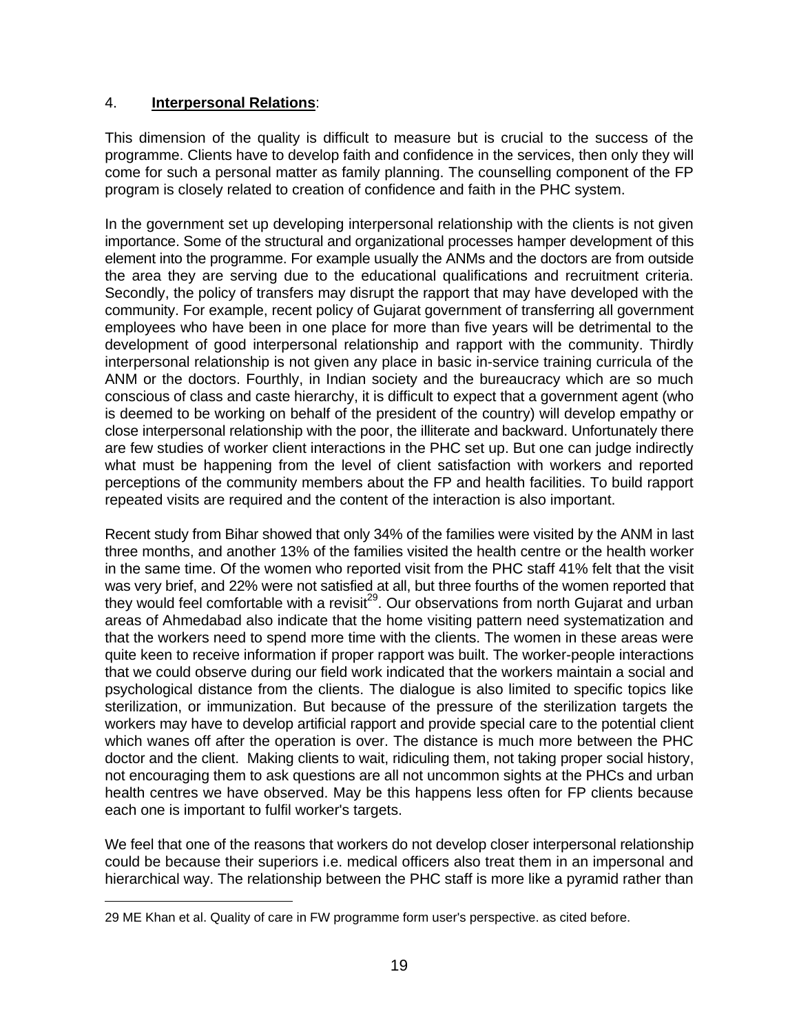## 4. **Interpersonal Relations**:

This dimension of the quality is difficult to measure but is crucial to the success of the programme. Clients have to develop faith and confidence in the services, then only they will come for such a personal matter as family planning. The counselling component of the FP program is closely related to creation of confidence and faith in the PHC system.

In the government set up developing interpersonal relationship with the clients is not given importance. Some of the structural and organizational processes hamper development of this element into the programme. For example usually the ANMs and the doctors are from outside the area they are serving due to the educational qualifications and recruitment criteria. Secondly, the policy of transfers may disrupt the rapport that may have developed with the community. For example, recent policy of Gujarat government of transferring all government employees who have been in one place for more than five years will be detrimental to the development of good interpersonal relationship and rapport with the community. Thirdly interpersonal relationship is not given any place in basic in-service training curricula of the ANM or the doctors. Fourthly, in Indian society and the bureaucracy which are so much conscious of class and caste hierarchy, it is difficult to expect that a government agent (who is deemed to be working on behalf of the president of the country) will develop empathy or close interpersonal relationship with the poor, the illiterate and backward. Unfortunately there are few studies of worker client interactions in the PHC set up. But one can judge indirectly what must be happening from the level of client satisfaction with workers and reported perceptions of the community members about the FP and health facilities. To build rapport repeated visits are required and the content of the interaction is also important.

Recent study from Bihar showed that only 34% of the families were visited by the ANM in last three months, and another 13% of the families visited the health centre or the health worker in the same time. Of the women who reported visit from the PHC staff 41% felt that the visit was very brief, and 22% were not satisfied at all, but three fourths of the women reported that they would feel comfortable with a revisit[29]. Our observations from north Gujarat and urban areas of Ahmedabad also indicate that the home visiting pattern need systematization and that the workers need to spend more time with the clients. The women in these areas were quite keen to receive information if proper rapport was built. The worker-people interactions that we could observe during our field work indicated that the workers maintain a social and psychological distance from the clients. The dialogue is also limited to specific topics like sterilization, or immunization. But because of the pressure of the sterilization targets the workers may have to develop artificial rapport and provide special care to the potential client which wanes off after the operation is over. The distance is much more between the PHC doctor and the client. Making clients to wait, ridiculing them, not taking proper social history, not encouraging them to ask questions are all not uncommon sights at the PHCs and urban health centres we have observed. May be this happens less often for FP clients because each one is important to fulfil worker's targets.

We feel that one of the reasons that workers do not develop closer interpersonal relationship could be because their superiors i.e. medical officers also treat them in an impersonal and hierarchical way. The relationship between the PHC staff is more like a pyramid rather than

---

29 ME Khan et al. Quality of care in FW programme form user's perspective. as cited before.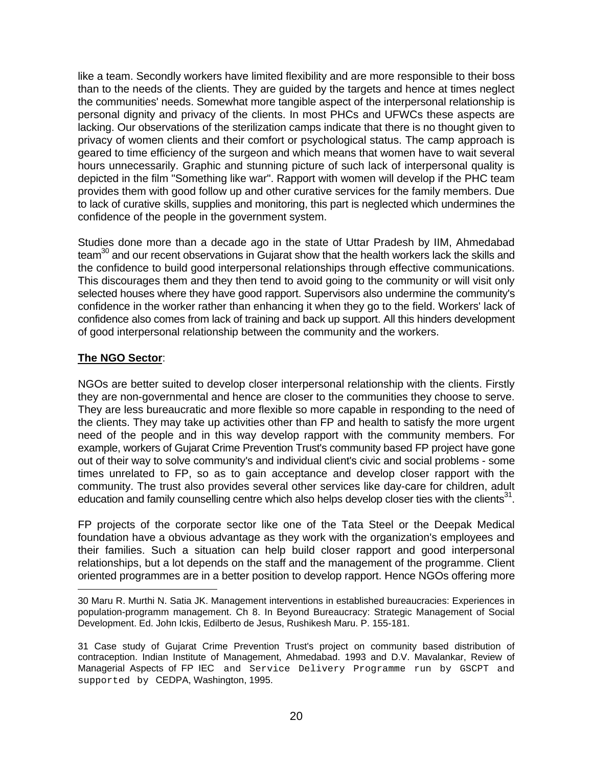like a team. Secondly workers have limited flexibility and are more responsible to their boss than to the needs of the clients. They are guided by the targets and hence at times neglect the communities' needs. Somewhat more tangible aspect of the interpersonal relationship is personal dignity and privacy of the clients. In most PHCs and UFWCs these aspects are lacking. Our observations of the sterilization camps indicate that there is no thought given to privacy of women clients and their comfort or psychological status. The camp approach is geared to time efficiency of the surgeon and which means that women have to wait several hours unnecessarily. Graphic and stunning picture of such lack of interpersonal quality is depicted in the film "Something like war". Rapport with women will develop if the PHC team provides them with good follow up and other curative services for the family members. Due to lack of curative skills, supplies and monitoring, this part is neglected which undermines the confidence of the people in the government system.

Studies done more than a decade ago in the state of Uttar Pradesh by IIM, Ahmedabad team[30] and our recent observations in Gujarat show that the health workers lack the skills and the confidence to build good interpersonal relationships through effective communications. This discourages them and they then tend to avoid going to the community or will visit only selected houses where they have good rapport. Supervisors also undermine the community's confidence in the worker rather than enhancing it when they go to the field. Workers' lack of confidence also comes from lack of training and back up support. All this hinders development of good interpersonal relationship between the community and the workers.

**The NGO Sector**:

NGOs are better suited to develop closer interpersonal relationship with the clients. Firstly they are non-governmental and hence are closer to the communities they choose to serve. They are less bureaucratic and more flexible so more capable in responding to the need of the clients. They may take up activities other than FP and health to satisfy the more urgent need of the people and in this way develop rapport with the community members. For example, workers of Gujarat Crime Prevention Trust's community based FP project have gone out of their way to solve community's and individual client's civic and social problems - some times unrelated to FP, so as to gain acceptance and develop closer rapport with the community. The trust also provides several other services like day-care for children, adult education and family counselling centre which also helps develop closer ties with the clients[31].

FP projects of the corporate sector like one of the Tata Steel or the Deepak Medical foundation have a obvious advantage as they work with the organization's employees and their families. Such a situation can help build closer rapport and good interpersonal relationships, but a lot depends on the staff and the management of the programme. Client oriented programmes are in a better position to develop rapport. Hence NGOs offering more

30 Maru R. Murthi N. Satia JK. Management interventions in established bureaucracies: Experiences in population-programm management. Ch 8. In Beyond Bureaucracy: Strategic Management of Social Development. Ed. John Ickis, Edilberto de Jesus, Rushikesh Maru. P. 155-181.

31 Case study of Gujarat Crime Prevention Trust's project on community based distribution of contraception. Indian Institute of Management, Ahmedabad. 1993 and D.V. Mavalankar, Review of Managerial Aspects of FP IEC and Service Delivery Programme run by GSCPT and supported by CEDPA, Washington, 1995.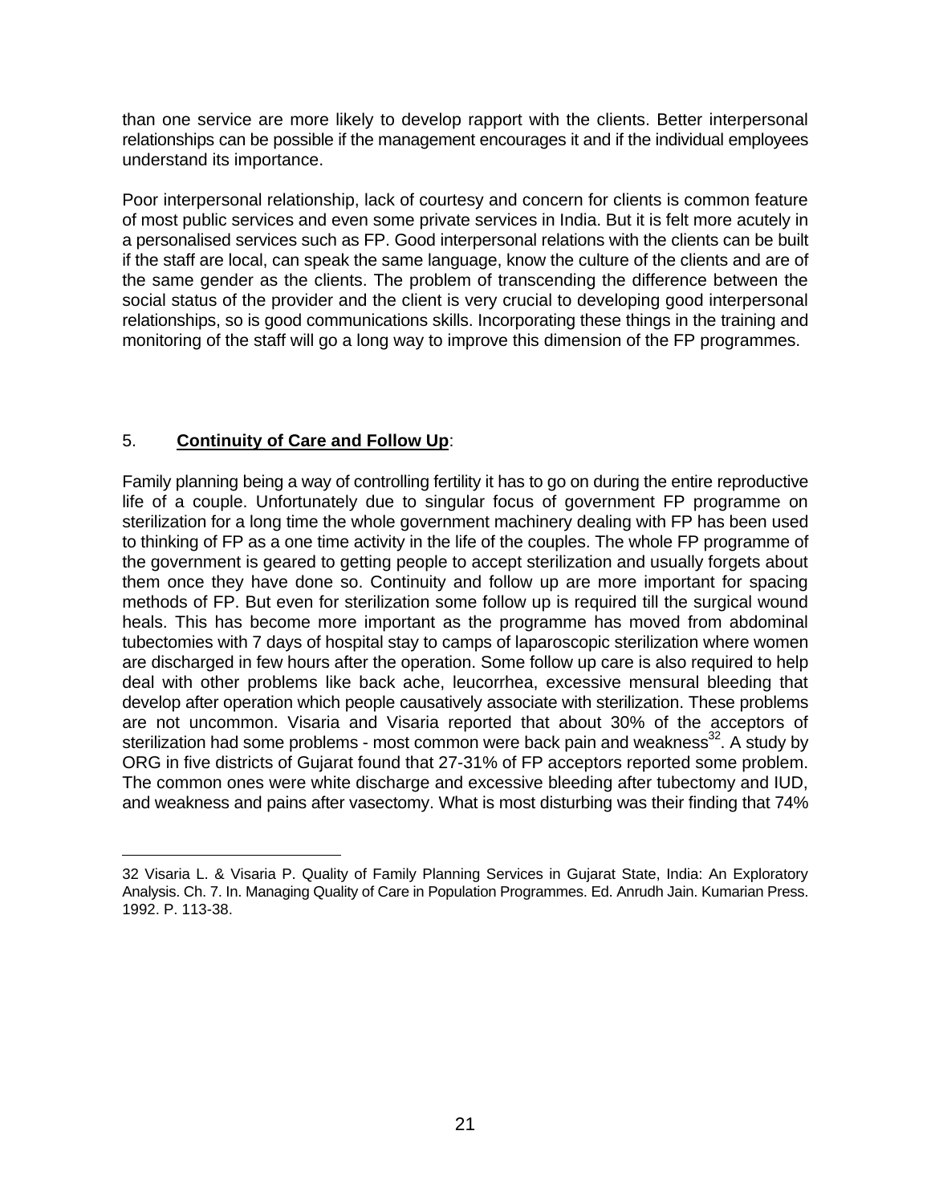than one service are more likely to develop rapport with the clients. Better interpersonal relationships can be possible if the management encourages it and if the individual employees understand its importance.

Poor interpersonal relationship, lack of courtesy and concern for clients is common feature of most public services and even some private services in India. But it is felt more acutely in a personalised services such as FP. Good interpersonal relations with the clients can be built if the staff are local, can speak the same language, know the culture of the clients and are of the same gender as the clients. The problem of transcending the difference between the social status of the provider and the client is very crucial to developing good interpersonal relationships, so is good communications skills. Incorporating these things in the training and monitoring of the staff will go a long way to improve this dimension of the FP programmes.

## 5. **Continuity of Care and Follow Up**:

Family planning being a way of controlling fertility it has to go on during the entire reproductive life of a couple. Unfortunately due to singular focus of government FP programme on sterilization for a long time the whole government machinery dealing with FP has been used to thinking of FP as a one time activity in the life of the couples. The whole FP programme of the government is geared to getting people to accept sterilization and usually forgets about them once they have done so. Continuity and follow up are more important for spacing methods of FP. But even for sterilization some follow up is required till the surgical wound heals. This has become more important as the programme has moved from abdominal tubectomies with 7 days of hospital stay to camps of laparoscopic sterilization where women are discharged in few hours after the operation. Some follow up care is also required to help deal with other problems like back ache, leucorrhea, excessive mensural bleeding that develop after operation which people causatively associate with sterilization. These problems are not uncommon. Visaria and Visaria reported that about 30% of the acceptors of sterilization had some problems - most common were back pain and weakness[32]. A study by ORG in five districts of Gujarat found that 27-31% of FP acceptors reported some problem. The common ones were white discharge and excessive bleeding after tubectomy and IUD, and weakness and pains after vasectomy. What is most disturbing was their finding that 74%

---

32 Visaria L. & Visaria P. Quality of Family Planning Services in Gujarat State, India: An Exploratory Analysis. Ch. 7. In. Managing Quality of Care in Population Programmes. Ed. Anrudh Jain. Kumarian Press. 1992. P. 113-38.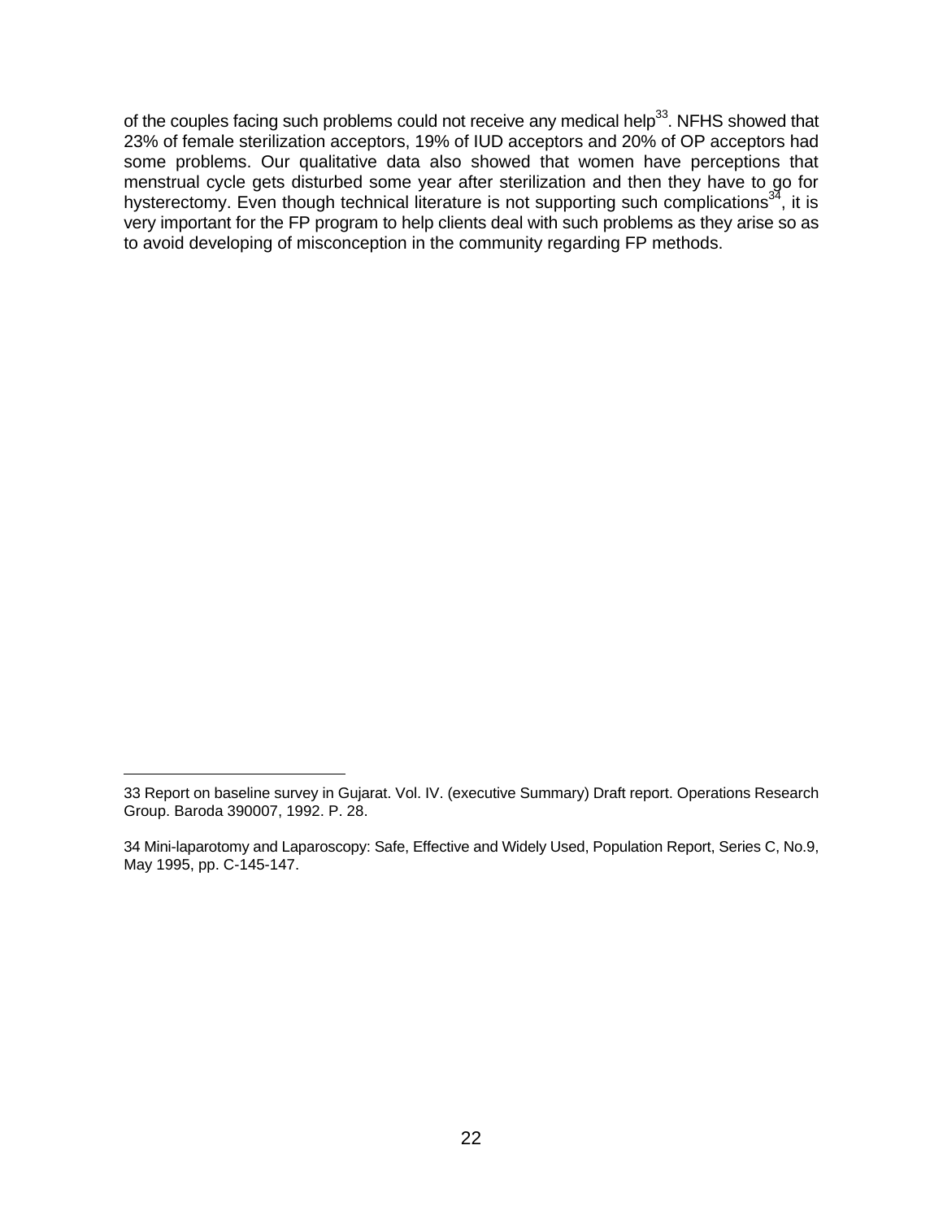of the couples facing such problems could not receive any medical help[33]. NFHS showed that 23% of female sterilization acceptors, 19% of IUD acceptors and 20% of OP acceptors had some problems. Our qualitative data also showed that women have perceptions that menstrual cycle gets disturbed some year after sterilization and then they have to go for hysterectomy. Even though technical literature is not supporting such complications[34], it is very important for the FP program to help clients deal with such problems as they arise so as to avoid developing of misconception in the community regarding FP methods.

---

33 Report on baseline survey in Gujarat. Vol. IV. (executive Summary) Draft report. Operations Research Group. Baroda 390007, 1992. P. 28.

34 Mini-laparotomy and Laparoscopy: Safe, Effective and Widely Used, Population Report, Series C, No.9, May 1995, pp. C-145-147.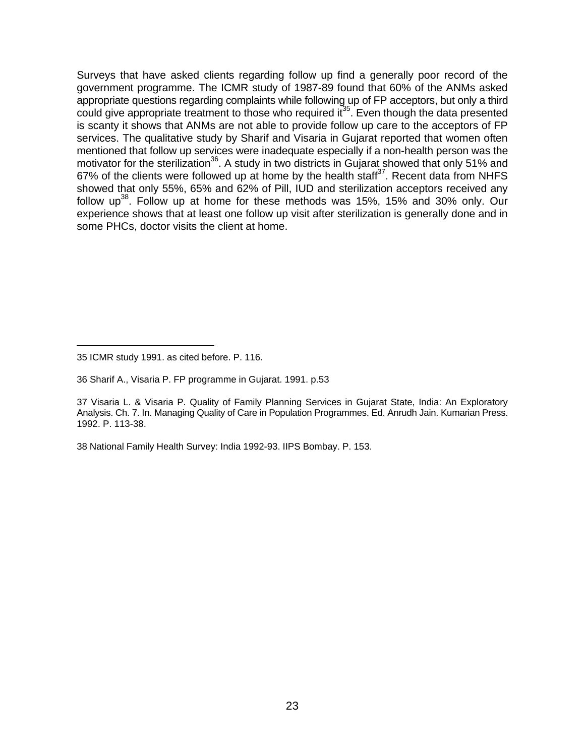Surveys that have asked clients regarding follow up find a generally poor record of the government programme. The ICMR study of 1987-89 found that 60% of the ANMs asked appropriate questions regarding complaints while following up of FP acceptors, but only a third could give appropriate treatment to those who required it[35]. Even though the data presented is scanty it shows that ANMs are not able to provide follow up care to the acceptors of FP services. The qualitative study by Sharif and Visaria in Gujarat reported that women often mentioned that follow up services were inadequate especially if a non-health person was the motivator for the sterilization[36]. A study in two districts in Gujarat showed that only 51% and 67% of the clients were followed up at home by the health staff[37]. Recent data from NHFS showed that only 55%, 65% and 62% of Pill, IUD and sterilization acceptors received any follow up[38]. Follow up at home for these methods was 15%, 15% and 30% only. Our experience shows that at least one follow up visit after sterilization is generally done and in some PHCs, doctor visits the client at home.

---

35 ICMR study 1991. as cited before. P. 116.

36 Sharif A., Visaria P. FP programme in Gujarat. 1991. p.53

37 Visaria L. & Visaria P. Quality of Family Planning Services in Gujarat State, India: An Exploratory Analysis. Ch. 7. In. Managing Quality of Care in Population Programmes. Ed. Anrudh Jain. Kumarian Press. 1992. P. 113-38.

38 National Family Health Survey: India 1992-93. IIPS Bombay. P. 153.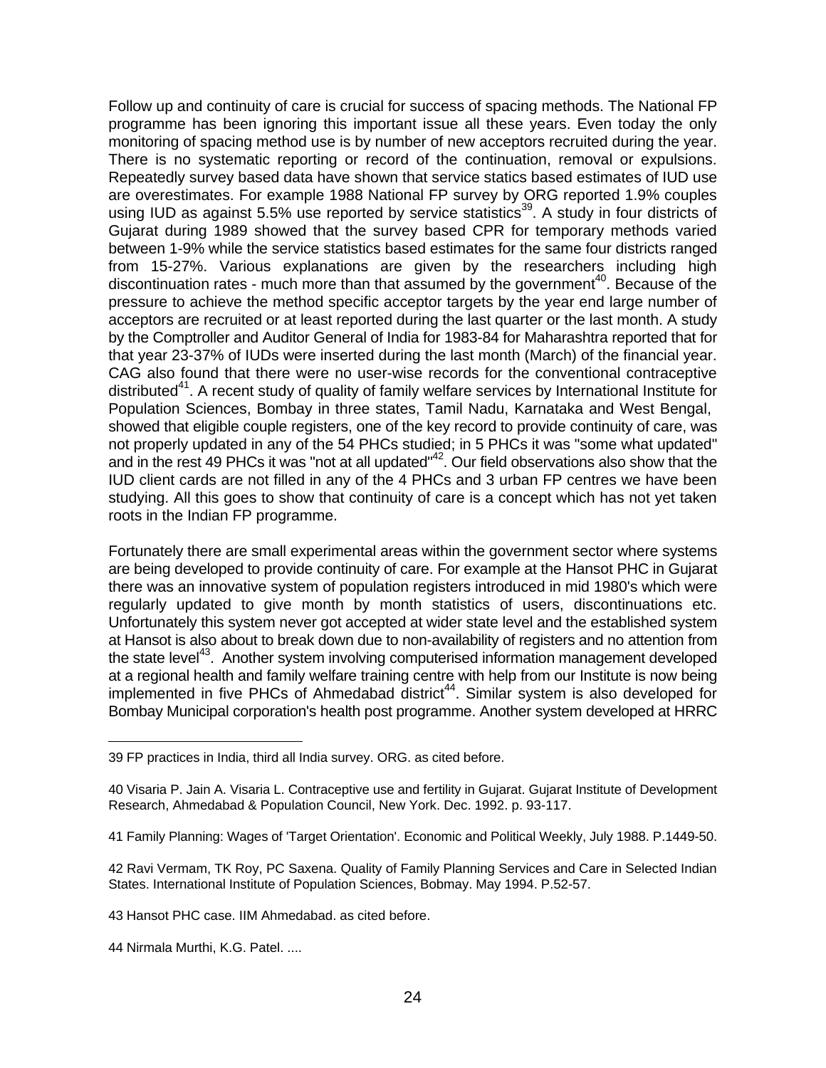Follow up and continuity of care is crucial for success of spacing methods. The National FP programme has been ignoring this important issue all these years. Even today the only monitoring of spacing method use is by number of new acceptors recruited during the year. There is no systematic reporting or record of the continuation, removal or expulsions. Repeatedly survey based data have shown that service statics based estimates of IUD use are overestimates. For example 1988 National FP survey by ORG reported 1.9% couples using IUD as against 5.5% use reported by service statistics[39]. A study in four districts of Gujarat during 1989 showed that the survey based CPR for temporary methods varied between 1-9% while the service statistics based estimates for the same four districts ranged from 15-27%. Various explanations are given by the researchers including high discontinuation rates - much more than that assumed by the government[40]. Because of the pressure to achieve the method specific acceptor targets by the year end large number of acceptors are recruited or at least reported during the last quarter or the last month. A study by the Comptroller and Auditor General of India for 1983-84 for Maharashtra reported that for that year 23-37% of IUDs were inserted during the last month (March) of the financial year. CAG also found that there were no user-wise records for the conventional contraceptive distributed[41]. A recent study of quality of family welfare services by International Institute for Population Sciences, Bombay in three states, Tamil Nadu, Karnataka and West Bengal, showed that eligible couple registers, one of the key record to provide continuity of care, was not properly updated in any of the 54 PHCs studied; in 5 PHCs it was "some what updated" and in the rest 49 PHCs it was "not at all updated"[42]. Our field observations also show that the IUD client cards are not filled in any of the 4 PHCs and 3 urban FP centres we have been studying. All this goes to show that continuity of care is a concept which has not yet taken roots in the Indian FP programme.

Fortunately there are small experimental areas within the government sector where systems are being developed to provide continuity of care. For example at the Hansot PHC in Gujarat there was an innovative system of population registers introduced in mid 1980's which were regularly updated to give month by month statistics of users, discontinuations etc. Unfortunately this system never got accepted at wider state level and the established system at Hansot is also about to break down due to non-availability of registers and no attention from the state level[43]. Another system involving computerised information management developed at a regional health and family welfare training centre with help from our Institute is now being implemented in five PHCs of Ahmedabad district[44]. Similar system is also developed for Bombay Municipal corporation's health post programme. Another system developed at HRRC

---

39 FP practices in India, third all India survey. ORG. as cited before.

40 Visaria P. Jain A. Visaria L. Contraceptive use and fertility in Gujarat. Gujarat Institute of Development Research, Ahmedabad & Population Council, New York. Dec. 1992. p. 93-117.

41 Family Planning: Wages of 'Target Orientation'. Economic and Political Weekly, July 1988. P.1449-50.

42 Ravi Vermam, TK Roy, PC Saxena. Quality of Family Planning Services and Care in Selected Indian States. International Institute of Population Sciences, Bobmay. May 1994. P.52-57.

43 Hansot PHC case. IIM Ahmedabad. as cited before.

44 Nirmala Murthi, K.G. Patel. ....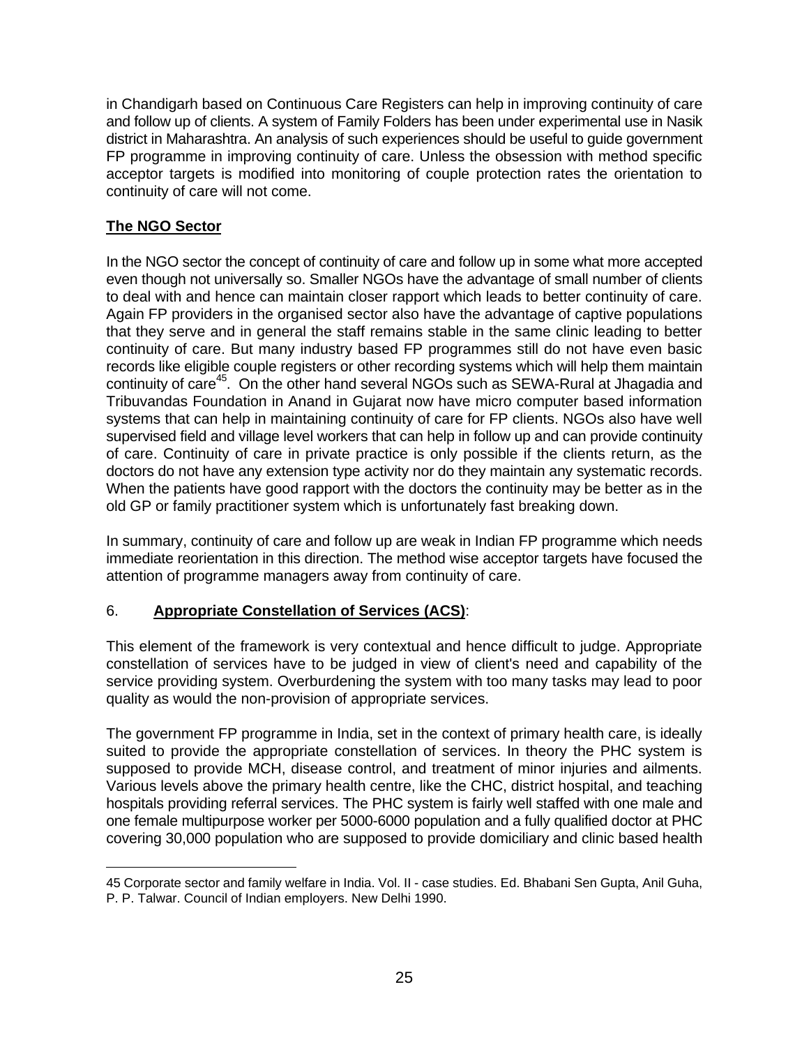in Chandigarh based on Continuous Care Registers can help in improving continuity of care and follow up of clients. A system of Family Folders has been under experimental use in Nasik district in Maharashtra. An analysis of such experiences should be useful to guide government FP programme in improving continuity of care. Unless the obsession with method specific acceptor targets is modified into monitoring of couple protection rates the orientation to continuity of care will not come.

**The NGO Sector**

In the NGO sector the concept of continuity of care and follow up in some what more accepted even though not universally so. Smaller NGOs have the advantage of small number of clients to deal with and hence can maintain closer rapport which leads to better continuity of care. Again FP providers in the organised sector also have the advantage of captive populations that they serve and in general the staff remains stable in the same clinic leading to better continuity of care. But many industry based FP programmes still do not have even basic records like eligible couple registers or other recording systems which will help them maintain continuity of care[45]. On the other hand several NGOs such as SEWA-Rural at Jhagadia and Tribuvandas Foundation in Anand in Gujarat now have micro computer based information systems that can help in maintaining continuity of care for FP clients. NGOs also have well supervised field and village level workers that can help in follow up and can provide continuity of care. Continuity of care in private practice is only possible if the clients return, as the doctors do not have any extension type activity nor do they maintain any systematic records. When the patients have good rapport with the doctors the continuity may be better as in the old GP or family practitioner system which is unfortunately fast breaking down.

In summary, continuity of care and follow up are weak in Indian FP programme which needs immediate reorientation in this direction. The method wise acceptor targets have focused the attention of programme managers away from continuity of care.

6. **Appropriate Constellation of Services (ACS)**:

This element of the framework is very contextual and hence difficult to judge. Appropriate constellation of services have to be judged in view of client's need and capability of the service providing system. Overburdening the system with too many tasks may lead to poor quality as would the non-provision of appropriate services.

The government FP programme in India, set in the context of primary health care, is ideally suited to provide the appropriate constellation of services. In theory the PHC system is supposed to provide MCH, disease control, and treatment of minor injuries and ailments. Various levels above the primary health centre, like the CHC, district hospital, and teaching hospitals providing referral services. The PHC system is fairly well staffed with one male and one female multipurpose worker per 5000-6000 population and a fully qualified doctor at PHC covering 30,000 population who are supposed to provide domiciliary and clinic based health

---

45 Corporate sector and family welfare in India. Vol. II - case studies. Ed. Bhabani Sen Gupta, Anil Guha, P. P. Talwar. Council of Indian employers. New Delhi 1990.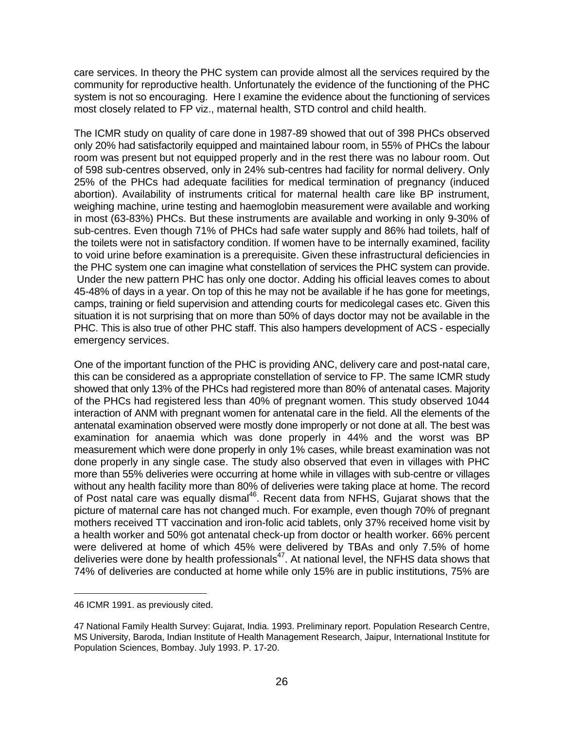care services. In theory the PHC system can provide almost all the services required by the community for reproductive health. Unfortunately the evidence of the functioning of the PHC system is not so encouraging. Here I examine the evidence about the functioning of services most closely related to FP viz., maternal health, STD control and child health.

The ICMR study on quality of care done in 1987-89 showed that out of 398 PHCs observed only 20% had satisfactorily equipped and maintained labour room, in 55% of PHCs the labour room was present but not equipped properly and in the rest there was no labour room. Out of 598 sub-centres observed, only in 24% sub-centres had facility for normal delivery. Only 25% of the PHCs had adequate facilities for medical termination of pregnancy (induced abortion). Availability of instruments critical for maternal health care like BP instrument, weighing machine, urine testing and haemoglobin measurement were available and working in most (63-83%) PHCs. But these instruments are available and working in only 9-30% of sub-centres. Even though 71% of PHCs had safe water supply and 86% had toilets, half of the toilets were not in satisfactory condition. If women have to be internally examined, facility to void urine before examination is a prerequisite. Given these infrastructural deficiencies in the PHC system one can imagine what constellation of services the PHC system can provide. Under the new pattern PHC has only one doctor. Adding his official leaves comes to about 45-48% of days in a year. On top of this he may not be available if he has gone for meetings, camps, training or field supervision and attending courts for medicolegal cases etc. Given this situation it is not surprising that on more than 50% of days doctor may not be available in the PHC. This is also true of other PHC staff. This also hampers development of ACS - especially emergency services.

One of the important function of the PHC is providing ANC, delivery care and post-natal care, this can be considered as a appropriate constellation of service to FP. The same ICMR study showed that only 13% of the PHCs had registered more than 80% of antenatal cases. Majority of the PHCs had registered less than 40% of pregnant women. This study observed 1044 interaction of ANM with pregnant women for antenatal care in the field. All the elements of the antenatal examination observed were mostly done improperly or not done at all. The best was examination for anaemia which was done properly in 44% and the worst was BP measurement which were done properly in only 1% cases, while breast examination was not done properly in any single case. The study also observed that even in villages with PHC more than 55% deliveries were occurring at home while in villages with sub-centre or villages without any health facility more than 80% of deliveries were taking place at home. The record of Post natal care was equally dismal[46]. Recent data from NFHS, Gujarat shows that the picture of maternal care has not changed much. For example, even though 70% of pregnant mothers received TT vaccination and iron-folic acid tablets, only 37% received home visit by a health worker and 50% got antenatal check-up from doctor or health worker. 66% percent were delivered at home of which 45% were delivered by TBAs and only 7.5% of home deliveries were done by health professionals[47]. At national level, the NFHS data shows that 74% of deliveries are conducted at home while only 15% are in public institutions, 75% are

---

46 ICMR 1991. as previously cited.

47 National Family Health Survey: Gujarat, India. 1993. Preliminary report. Population Research Centre, MS University, Baroda, Indian Institute of Health Management Research, Jaipur, International Institute for Population Sciences, Bombay. July 1993. P. 17-20.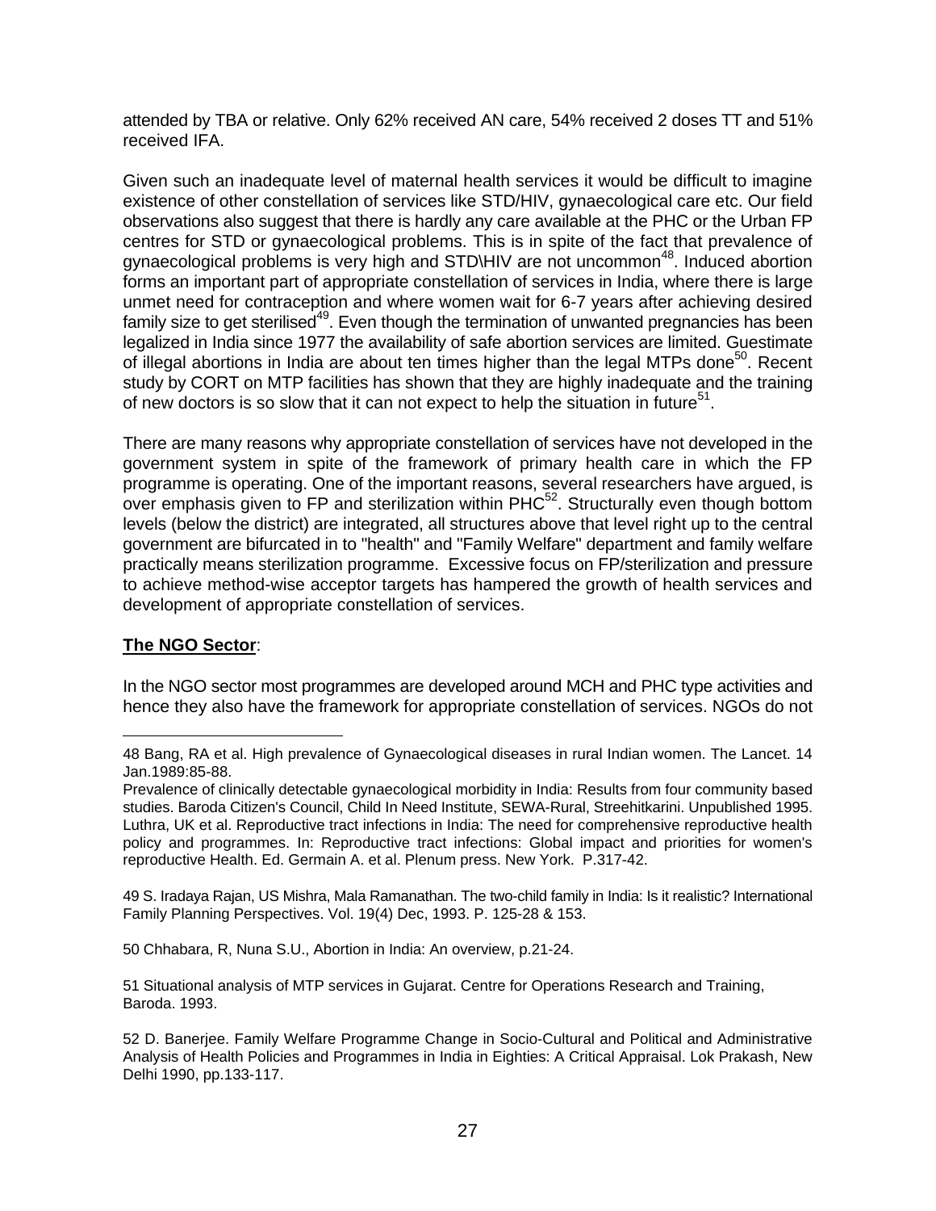attended by TBA or relative. Only 62% received AN care, 54% received 2 doses TT and 51% received IFA.

Given such an inadequate level of maternal health services it would be difficult to imagine existence of other constellation of services like STD/HIV, gynaecological care etc. Our field observations also suggest that there is hardly any care available at the PHC or the Urban FP centres for STD or gynaecological problems. This is in spite of the fact that prevalence of gynaecological problems is very high and STD\HIV are not uncommon[48]. Induced abortion forms an important part of appropriate constellation of services in India, where there is large unmet need for contraception and where women wait for 6-7 years after achieving desired family size to get sterilised[49]. Even though the termination of unwanted pregnancies has been legalized in India since 1977 the availability of safe abortion services are limited. Guestimate of illegal abortions in India are about ten times higher than the legal MTPs done[50]. Recent study by CORT on MTP facilities has shown that they are highly inadequate and the training of new doctors is so slow that it can not expect to help the situation in future[51].

There are many reasons why appropriate constellation of services have not developed in the government system in spite of the framework of primary health care in which the FP programme is operating. One of the important reasons, several researchers have argued, is over emphasis given to FP and sterilization within PHC[52]. Structurally even though bottom levels (below the district) are integrated, all structures above that level right up to the central government are bifurcated in to "health" and "Family Welfare" department and family welfare practically means sterilization programme. Excessive focus on FP/sterilization and pressure to achieve method-wise acceptor targets has hampered the growth of health services and development of appropriate constellation of services.

**The NGO Sector**:

In the NGO sector most programmes are developed around MCH and PHC type activities and hence they also have the framework for appropriate constellation of services. NGOs do not

---

48 Bang, RA et al. High prevalence of Gynaecological diseases in rural Indian women. The Lancet. 14 Jan.1989:85-88.
Prevalence of clinically detectable gynaecological morbidity in India: Results from four community based studies. Baroda Citizen's Council, Child In Need Institute, SEWA-Rural, Streehitkarini. Unpublished 1995.
Luthra, UK et al. Reproductive tract infections in India: The need for comprehensive reproductive health policy and programmes. In: Reproductive tract infections: Global impact and priorities for women's reproductive Health. Ed. Germain A. et al. Plenum press. New York. P.317-42.

49 S. Iradaya Rajan, US Mishra, Mala Ramanathan. The two-child family in India: Is it realistic? International Family Planning Perspectives. Vol. 19(4) Dec, 1993. P. 125-28 & 153.

50 Chhabara, R, Nuna S.U., Abortion in India: An overview, p.21-24.

51 Situational analysis of MTP services in Gujarat. Centre for Operations Research and Training, Baroda. 1993.

52 D. Banerjee. Family Welfare Programme Change in Socio-Cultural and Political and Administrative Analysis of Health Policies and Programmes in India in Eighties: A Critical Appraisal. Lok Prakash, New Delhi 1990, pp.133-117.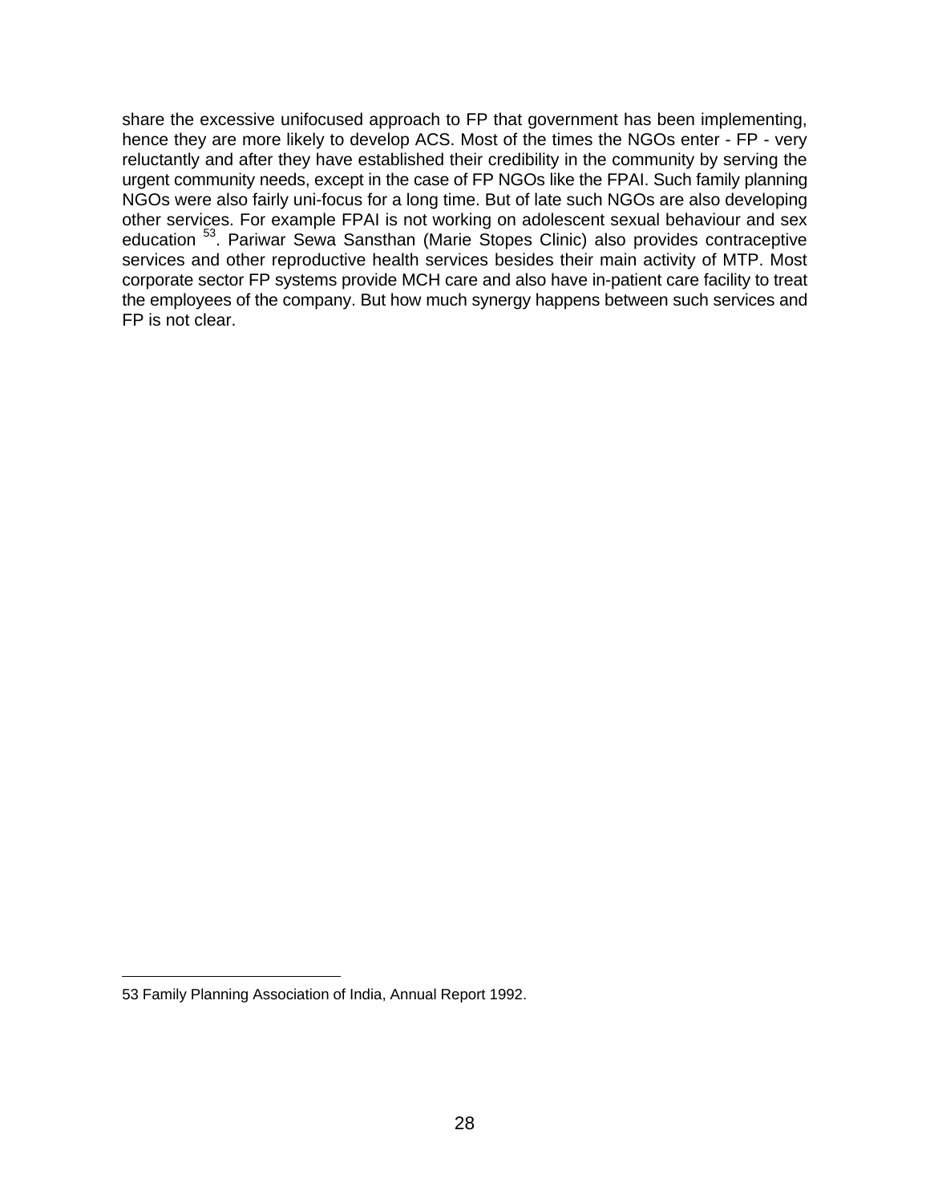share the excessive unifocused approach to FP that government has been implementing, hence they are more likely to develop ACS. Most of the times the NGOs enter - FP - very reluctantly and after they have established their credibility in the community by serving the urgent community needs, except in the case of FP NGOs like the FPAI. Such family planning NGOs were also fairly uni-focus for a long time. But of late such NGOs are also developing other services. For example FPAI is not working on adolescent sexual behaviour and sex education [53]. Pariwar Sewa Sansthan (Marie Stopes Clinic) also provides contraceptive services and other reproductive health services besides their main activity of MTP. Most corporate sector FP systems provide MCH care and also have in-patient care facility to treat the employees of the company. But how much synergy happens between such services and FP is not clear.

---

53 Family Planning Association of India, Annual Report 1992.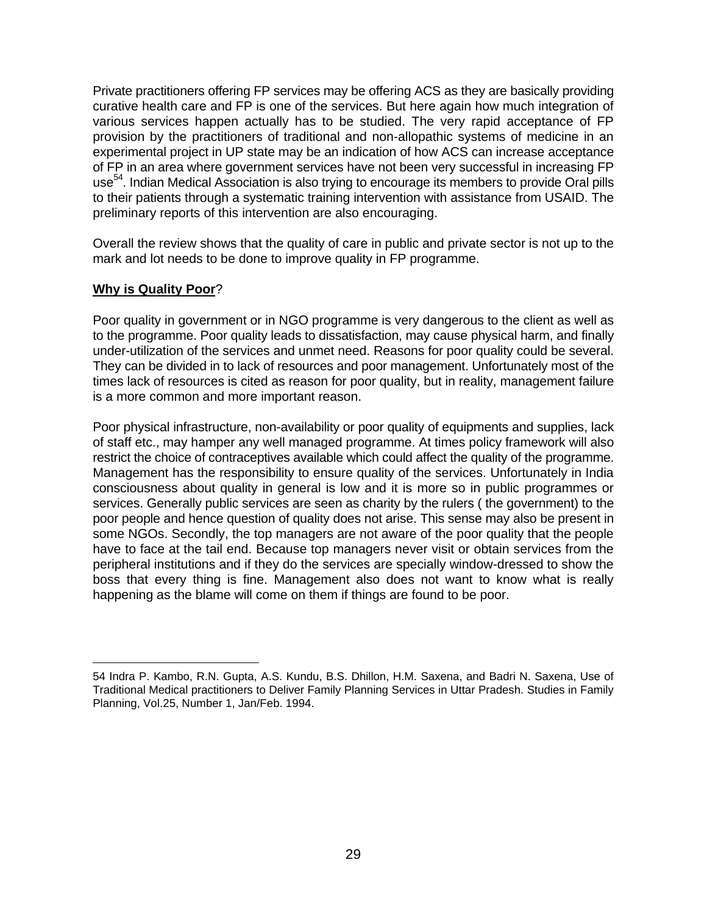Private practitioners offering FP services may be offering ACS as they are basically providing curative health care and FP is one of the services. But here again how much integration of various services happen actually has to be studied. The very rapid acceptance of FP provision by the practitioners of traditional and non-allopathic systems of medicine in an experimental project in UP state may be an indication of how ACS can increase acceptance of FP in an area where government services have not been very successful in increasing FP use[54]. Indian Medical Association is also trying to encourage its members to provide Oral pills to their patients through a systematic training intervention with assistance from USAID. The preliminary reports of this intervention are also encouraging.

Overall the review shows that the quality of care in public and private sector is not up to the mark and lot needs to be done to improve quality in FP programme.

**<u>Why is Quality Poor</u>**?

Poor quality in government or in NGO programme is very dangerous to the client as well as to the programme. Poor quality leads to dissatisfaction, may cause physical harm, and finally under-utilization of the services and unmet need. Reasons for poor quality could be several. They can be divided in to lack of resources and poor management. Unfortunately most of the times lack of resources is cited as reason for poor quality, but in reality, management failure is a more common and more important reason.

Poor physical infrastructure, non-availability or poor quality of equipments and supplies, lack of staff etc., may hamper any well managed programme. At times policy framework will also restrict the choice of contraceptives available which could affect the quality of the programme. Management has the responsibility to ensure quality of the services. Unfortunately in India consciousness about quality in general is low and it is more so in public programmes or services. Generally public services are seen as charity by the rulers ( the government) to the poor people and hence question of quality does not arise. This sense may also be present in some NGOs. Secondly, the top managers are not aware of the poor quality that the people have to face at the tail end. Because top managers never visit or obtain services from the peripheral institutions and if they do the services are specially window-dressed to show the boss that every thing is fine. Management also does not want to know what is really happening as the blame will come on them if things are found to be poor.

---

54 Indra P. Kambo, R.N. Gupta, A.S. Kundu, B.S. Dhillon, H.M. Saxena, and Badri N. Saxena, Use of Traditional Medical practitioners to Deliver Family Planning Services in Uttar Pradesh. Studies in Family Planning, Vol.25, Number 1, Jan/Feb. 1994.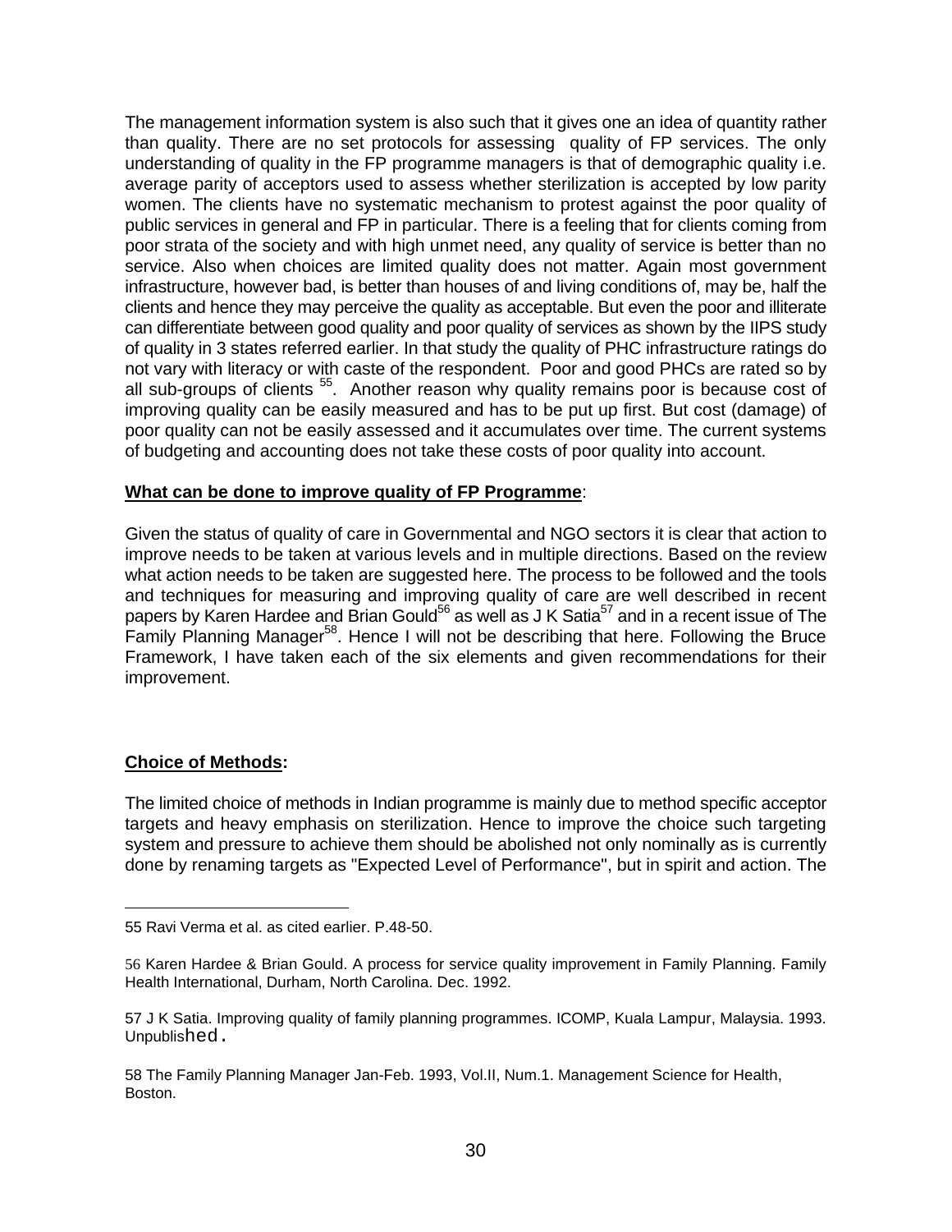The management information system is also such that it gives one an idea of quantity rather than quality. There are no set protocols for assessing quality of FP services. The only understanding of quality in the FP programme managers is that of demographic quality i.e. average parity of acceptors used to assess whether sterilization is accepted by low parity women. The clients have no systematic mechanism to protest against the poor quality of public services in general and FP in particular. There is a feeling that for clients coming from poor strata of the society and with high unmet need, any quality of service is better than no service. Also when choices are limited quality does not matter. Again most government infrastructure, however bad, is better than houses of and living conditions of, may be, half the clients and hence they may perceive the quality as acceptable. But even the poor and illiterate can differentiate between good quality and poor quality of services as shown by the IIPS study of quality in 3 states referred earlier. In that study the quality of PHC infrastructure ratings do not vary with literacy or with caste of the respondent. Poor and good PHCs are rated so by all sub-groups of clients [55]. Another reason why quality remains poor is because cost of improving quality can be easily measured and has to be put up first. But cost (damage) of poor quality can not be easily assessed and it accumulates over time. The current systems of budgeting and accounting does not take these costs of poor quality into account.

**What can be done to improve quality of FP Programme**:

Given the status of quality of care in Governmental and NGO sectors it is clear that action to improve needs to be taken at various levels and in multiple directions. Based on the review what action needs to be taken are suggested here. The process to be followed and the tools and techniques for measuring and improving quality of care are well described in recent papers by Karen Hardee and Brian Gould[56] as well as J K Satia[57] and in a recent issue of The Family Planning Manager[58]. Hence I will not be describing that here. Following the Bruce Framework, I have taken each of the six elements and given recommendations for their improvement.

**Choice of Methods:**

The limited choice of methods in Indian programme is mainly due to method specific acceptor targets and heavy emphasis on sterilization. Hence to improve the choice such targeting system and pressure to achieve them should be abolished not only nominally as is currently done by renaming targets as "Expected Level of Performance", but in spirit and action. The

---

55 Ravi Verma et al. as cited earlier. P.48-50.

56 Karen Hardee & Brian Gould. A process for service quality improvement in Family Planning. Family Health International, Durham, North Carolina. Dec. 1992.

57 J K Satia. Improving quality of family planning programmes. ICOMP, Kuala Lampur, Malaysia. 1993. Unpublished.

58 The Family Planning Manager Jan-Feb. 1993, Vol.II, Num.1. Management Science for Health, Boston.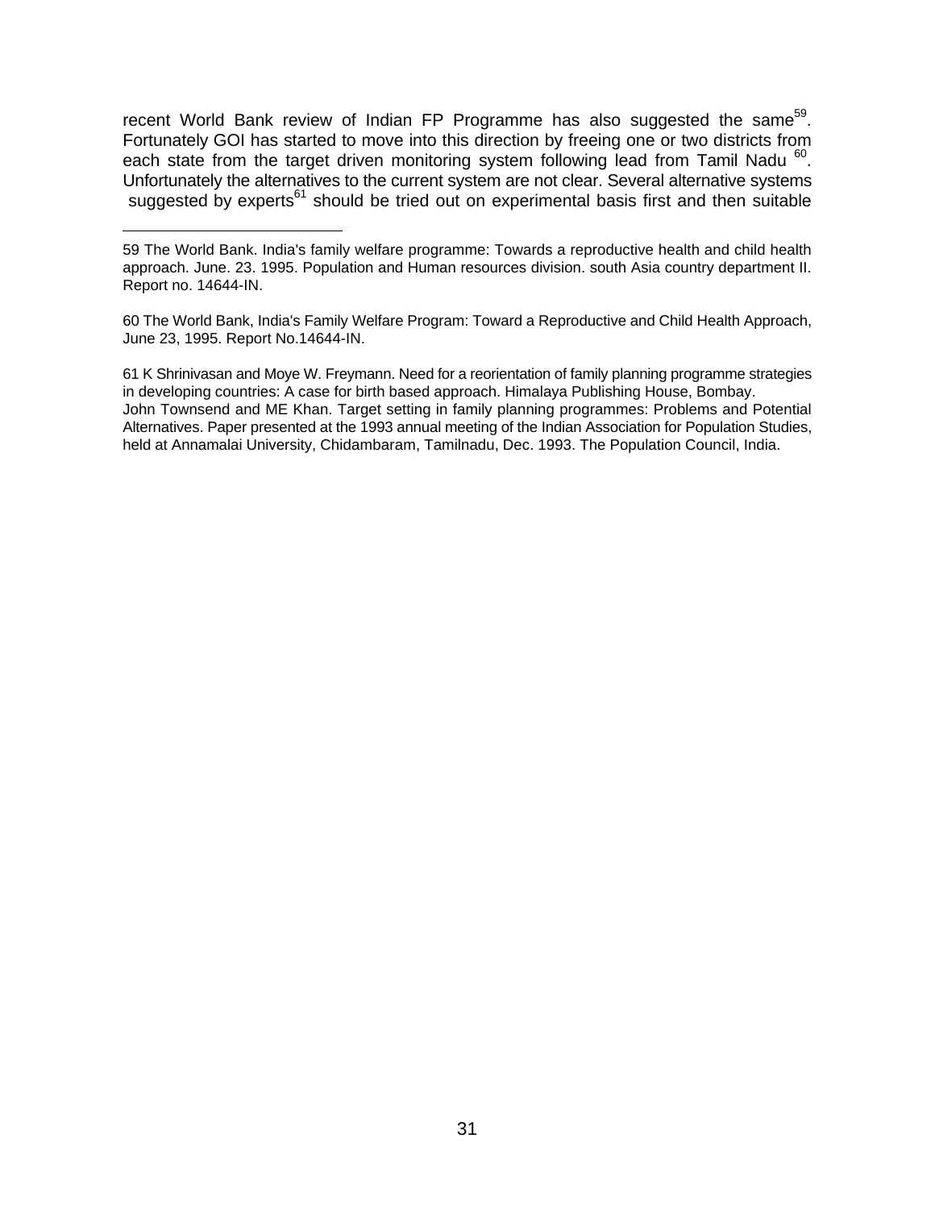recent World Bank review of Indian FP Programme has also suggested the same[59]. Fortunately GOI has started to move into this direction by freeing one or two districts from each state from the target driven monitoring system following lead from Tamil Nadu [60]. Unfortunately the alternatives to the current system are not clear. Several alternative systems suggested by experts[61] should be tried out on experimental basis first and then suitable

---

59 The World Bank. India's family welfare programme: Towards a reproductive health and child health approach. June. 23. 1995. Population and Human resources division. south Asia country department II. Report no. 14644-IN.

60 The World Bank, India's Family Welfare Program: Toward a Reproductive and Child Health Approach, June 23, 1995. Report No.14644-IN.

61 K Shrinivasan and Moye W. Freymann. Need for a reorientation of family planning programme strategies in developing countries: A case for birth based approach. Himalaya Publishing House, Bombay.
John Townsend and ME Khan. Target setting in family planning programmes: Problems and Potential Alternatives. Paper presented at the 1993 annual meeting of the Indian Association for Population Studies, held at Annamalai University, Chidambaram, Tamilnadu, Dec. 1993. The Population Council, India.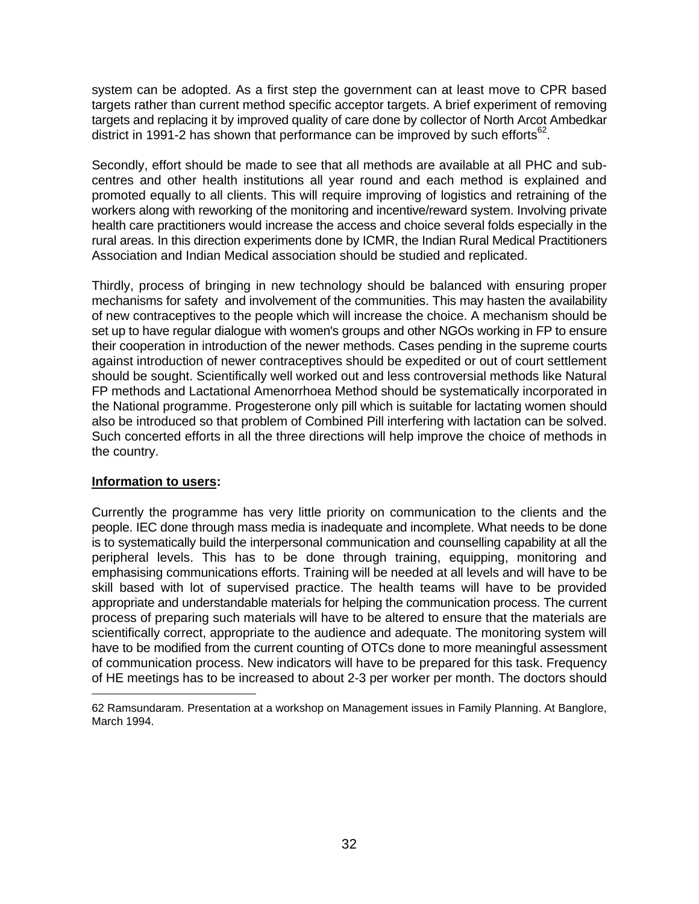system can be adopted. As a first step the government can at least move to CPR based targets rather than current method specific acceptor targets. A brief experiment of removing targets and replacing it by improved quality of care done by collector of North Arcot Ambedkar district in 1991-2 has shown that performance can be improved by such efforts[62].

Secondly, effort should be made to see that all methods are available at all PHC and sub-centres and other health institutions all year round and each method is explained and promoted equally to all clients. This will require improving of logistics and retraining of the workers along with reworking of the monitoring and incentive/reward system. Involving private health care practitioners would increase the access and choice several folds especially in the rural areas. In this direction experiments done by ICMR, the Indian Rural Medical Practitioners Association and Indian Medical association should be studied and replicated.

Thirdly, process of bringing in new technology should be balanced with ensuring proper mechanisms for safety  and involvement of the communities. This may hasten the availability of new contraceptives to the people which will increase the choice. A mechanism should be set up to have regular dialogue with women's groups and other NGOs working in FP to ensure their cooperation in introduction of the newer methods. Cases pending in the supreme courts against introduction of newer contraceptives should be expedited or out of court settlement should be sought. Scientifically well worked out and less controversial methods like Natural FP methods and Lactational Amenorrhoea Method should be systematically incorporated in the National programme. Progesterone only pill which is suitable for lactating women should also be introduced so that problem of Combined Pill interfering with lactation can be solved. Such concerted efforts in all the three directions will help improve the choice of methods in the country.

**Information to users:**

Currently the programme has very little priority on communication to the clients and the people. IEC done through mass media is inadequate and incomplete. What needs to be done is to systematically build the interpersonal communication and counselling capability at all the peripheral levels. This has to be done through training, equipping, monitoring and emphasising communications efforts. Training will be needed at all levels and will have to be skill based with lot of supervised practice. The health teams will have to be provided appropriate and understandable materials for helping the communication process. The current process of preparing such materials will have to be altered to ensure that the materials are scientifically correct, appropriate to the audience and adequate. The monitoring system will have to be modified from the current counting of OTCs done to more meaningful assessment of communication process. New indicators will have to be prepared for this task. Frequency of HE meetings has to be increased to about 2-3 per worker per month. The doctors should

62 Ramsundaram. Presentation at a workshop on Management issues in Family Planning. At Banglore, March 1994.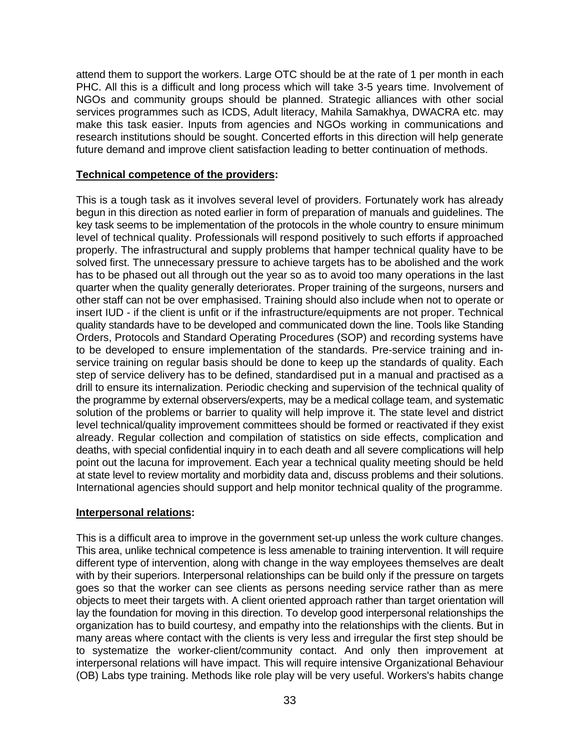attend them to support the workers. Large OTC should be at the rate of 1 per month in each PHC. All this is a difficult and long process which will take 3-5 years time. Involvement of NGOs and community groups should be planned. Strategic alliances with other social services programmes such as ICDS, Adult literacy, Mahila Samakhya, DWACRA etc. may make this task easier. Inputs from agencies and NGOs working in communications and research institutions should be sought. Concerted efforts in this direction will help generate future demand and improve client satisfaction leading to better continuation of methods.

**Technical competence of the providers:**

This is a tough task as it involves several level of providers. Fortunately work has already begun in this direction as noted earlier in form of preparation of manuals and guidelines. The key task seems to be implementation of the protocols in the whole country to ensure minimum level of technical quality. Professionals will respond positively to such efforts if approached properly. The infrastructural and supply problems that hamper technical quality have to be solved first. The unnecessary pressure to achieve targets has to be abolished and the work has to be phased out all through out the year so as to avoid too many operations in the last quarter when the quality generally deteriorates. Proper training of the surgeons, nursers and other staff can not be over emphasised. Training should also include when not to operate or insert IUD - if the client is unfit or if the infrastructure/equipments are not proper. Technical quality standards have to be developed and communicated down the line. Tools like Standing Orders, Protocols and Standard Operating Procedures (SOP) and recording systems have to be developed to ensure implementation of the standards. Pre-service training and in-service training on regular basis should be done to keep up the standards of quality. Each step of service delivery has to be defined, standardised put in a manual and practised as a drill to ensure its internalization. Periodic checking and supervision of the technical quality of the programme by external observers/experts, may be a medical collage team, and systematic solution of the problems or barrier to quality will help improve it. The state level and district level technical/quality improvement committees should be formed or reactivated if they exist already. Regular collection and compilation of statistics on side effects, complication and deaths, with special confidential inquiry in to each death and all severe complications will help point out the lacuna for improvement. Each year a technical quality meeting should be held at state level to review mortality and morbidity data and, discuss problems and their solutions. International agencies should support and help monitor technical quality of the programme.

**Interpersonal relations:**

This is a difficult area to improve in the government set-up unless the work culture changes. This area, unlike technical competence is less amenable to training intervention. It will require different type of intervention, along with change in the way employees themselves are dealt with by their superiors. Interpersonal relationships can be build only if the pressure on targets goes so that the worker can see clients as persons needing service rather than as mere objects to meet their targets with. A client oriented approach rather than target orientation will lay the foundation for moving in this direction. To develop good interpersonal relationships the organization has to build courtesy, and empathy into the relationships with the clients. But in many areas where contact with the clients is very less and irregular the first step should be to systematize the worker-client/community contact. And only then improvement at interpersonal relations will have impact. This will require intensive Organizational Behaviour (OB) Labs type training. Methods like role play will be very useful. Workers's habits change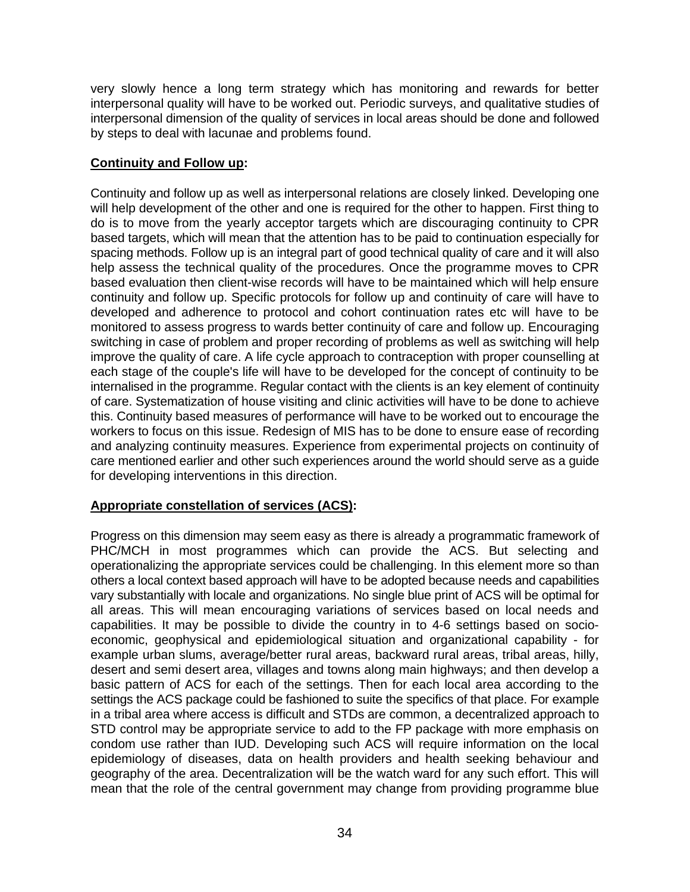very slowly hence a long term strategy which has monitoring and rewards for better interpersonal quality will have to be worked out. Periodic surveys, and qualitative studies of interpersonal dimension of the quality of services in local areas should be done and followed by steps to deal with lacunae and problems found.

**Continuity and Follow up:**

Continuity and follow up as well as interpersonal relations are closely linked. Developing one will help development of the other and one is required for the other to happen. First thing to do is to move from the yearly acceptor targets which are discouraging continuity to CPR based targets, which will mean that the attention has to be paid to continuation especially for spacing methods. Follow up is an integral part of good technical quality of care and it will also help assess the technical quality of the procedures. Once the programme moves to CPR based evaluation then client-wise records will have to be maintained which will help ensure continuity and follow up. Specific protocols for follow up and continuity of care will have to developed and adherence to protocol and cohort continuation rates etc will have to be monitored to assess progress to wards better continuity of care and follow up. Encouraging switching in case of problem and proper recording of problems as well as switching will help improve the quality of care. A life cycle approach to contraception with proper counselling at each stage of the couple's life will have to be developed for the concept of continuity to be internalised in the programme. Regular contact with the clients is an key element of continuity of care. Systematization of house visiting and clinic activities will have to be done to achieve this. Continuity based measures of performance will have to be worked out to encourage the workers to focus on this issue. Redesign of MIS has to be done to ensure ease of recording and analyzing continuity measures. Experience from experimental projects on continuity of care mentioned earlier and other such experiences around the world should serve as a guide for developing interventions in this direction.

**Appropriate constellation of services (ACS):**

Progress on this dimension may seem easy as there is already a programmatic framework of PHC/MCH in most programmes which can provide the ACS. But selecting and operationalizing the appropriate services could be challenging. In this element more so than others a local context based approach will have to be adopted because needs and capabilities vary substantially with locale and organizations. No single blue print of ACS will be optimal for all areas. This will mean encouraging variations of services based on local needs and capabilities. It may be possible to divide the country in to 4-6 settings based on socio-economic, geophysical and epidemiological situation and organizational capability - for example urban slums, average/better rural areas, backward rural areas, tribal areas, hilly, desert and semi desert area, villages and towns along main highways; and then develop a basic pattern of ACS for each of the settings. Then for each local area according to the settings the ACS package could be fashioned to suite the specifics of that place. For example in a tribal area where access is difficult and STDs are common, a decentralized approach to STD control may be appropriate service to add to the FP package with more emphasis on condom use rather than IUD. Developing such ACS will require information on the local epidemiology of diseases, data on health providers and health seeking behaviour and geography of the area. Decentralization will be the watch ward for any such effort. This will mean that the role of the central government may change from providing programme blue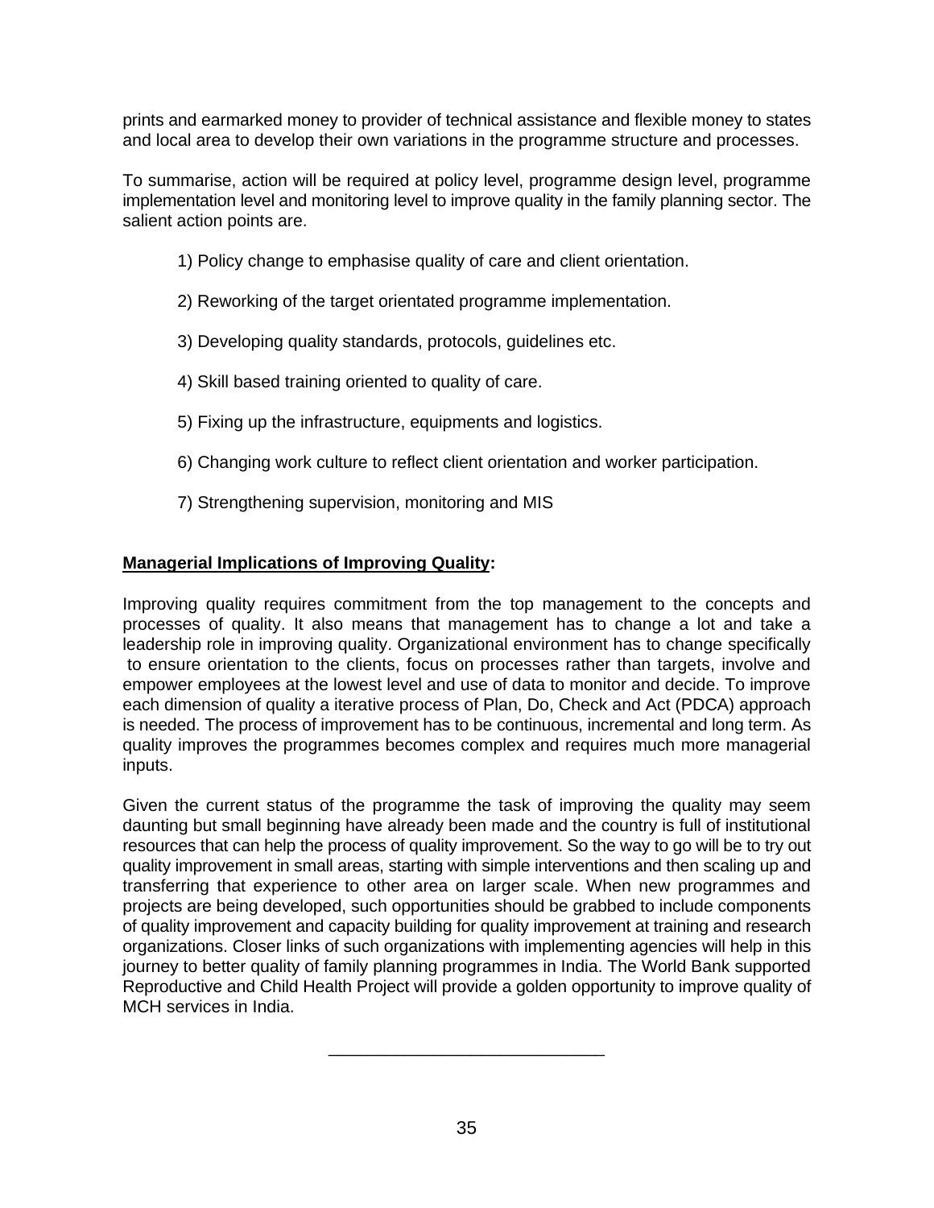prints and earmarked money to provider of technical assistance and flexible money to states and local area to develop their own variations in the programme structure and processes.

To summarise, action will be required at policy level, programme design level, programme implementation level and monitoring level to improve quality in the family planning sector. The salient action points are.

1) Policy change to emphasise quality of care and client orientation.

2) Reworking of the target orientated programme implementation.

3) Developing quality standards, protocols, guidelines etc.

4) Skill based training oriented to quality of care.

5) Fixing up the infrastructure, equipments and logistics.

6) Changing work culture to reflect client orientation and worker participation.

7) Strengthening supervision, monitoring and MIS

**Managerial Implications of Improving Quality:**

Improving quality requires commitment from the top management to the concepts and processes of quality. It also means that management has to change a lot and take a leadership role in improving quality. Organizational environment has to change specifically to ensure orientation to the clients, focus on processes rather than targets, involve and empower employees at the lowest level and use of data to monitor and decide. To improve each dimension of quality a iterative process of Plan, Do, Check and Act (PDCA) approach is needed. The process of improvement has to be continuous, incremental and long term. As quality improves the programmes becomes complex and requires much more managerial inputs.

Given the current status of the programme the task of improving the quality may seem daunting but small beginning have already been made and the country is full of institutional resources that can help the process of quality improvement. So the way to go will be to try out quality improvement in small areas, starting with simple interventions and then scaling up and transferring that experience to other area on larger scale. When new programmes and projects are being developed, such opportunities should be grabbed to include components of quality improvement and capacity building for quality improvement at training and research organizations. Closer links of such organizations with implementing agencies will help in this journey to better quality of family planning programmes in India. The World Bank supported Reproductive and Child Health Project will provide a golden opportunity to improve quality of MCH services in India.

---